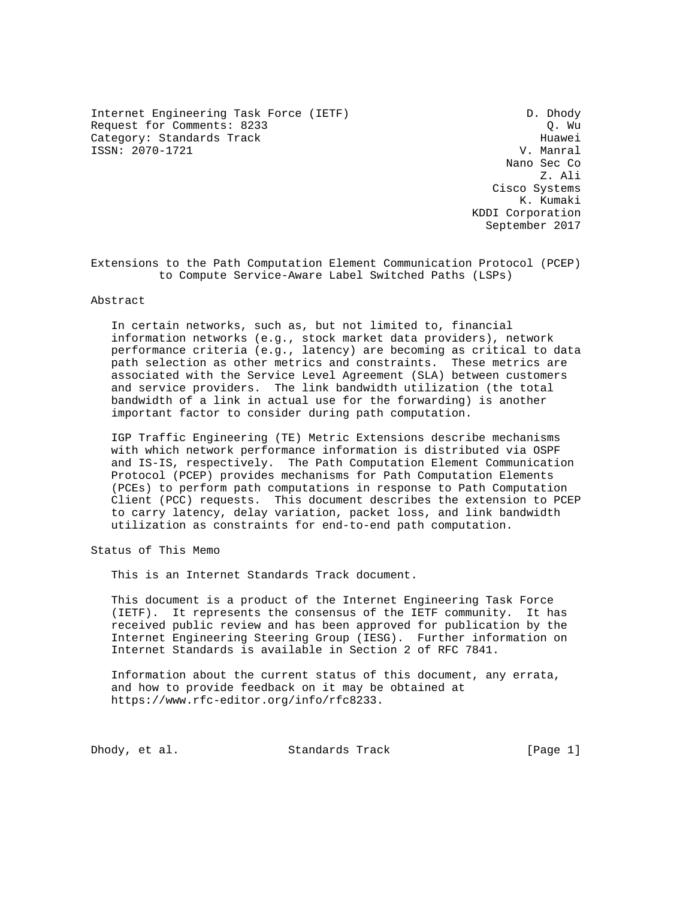Internet Engineering Task Force (IETF)  
Request for Comments: 8233  
Category: Standards Track  
ISSN: 2070-1721

D. Dhody  
Q. Wu  
Huawei  
V. Manral  
Nano Sec Co  
Z. Ali  
Cisco Systems  
K. Kumaki  
KDDI Corporation  
September 2017

# Extensions to the Path Computation Element Communication Protocol (PCEP) to Compute Service-Aware Label Switched Paths (LSPs)

## Abstract

In certain networks, such as, but not limited to, financial information networks (e.g., stock market data providers), network performance criteria (e.g., latency) are becoming as critical to data path selection as other metrics and constraints. These metrics are associated with the Service Level Agreement (SLA) between customers and service providers. The link bandwidth utilization (the total bandwidth of a link in actual use for the forwarding) is another important factor to consider during path computation.

IGP Traffic Engineering (TE) Metric Extensions describe mechanisms with which network performance information is distributed via OSPF and IS-IS, respectively. The Path Computation Element Communication Protocol (PCEP) provides mechanisms for Path Computation Elements (PCEs) to perform path computations in response to Path Computation Client (PCC) requests. This document describes the extension to PCEP to carry latency, delay variation, packet loss, and link bandwidth utilization as constraints for end-to-end path computation.

## Status of This Memo

This is an Internet Standards Track document.

This document is a product of the Internet Engineering Task Force (IETF). It represents the consensus of the IETF community. It has received public review and has been approved for publication by the Internet Engineering Steering Group (IESG). Further information on Internet Standards is available in Section 2 of RFC 7841.

Information about the current status of this document, any errata, and how to provide feedback on it may be obtained at https://www.rfc-editor.org/info/rfc8233.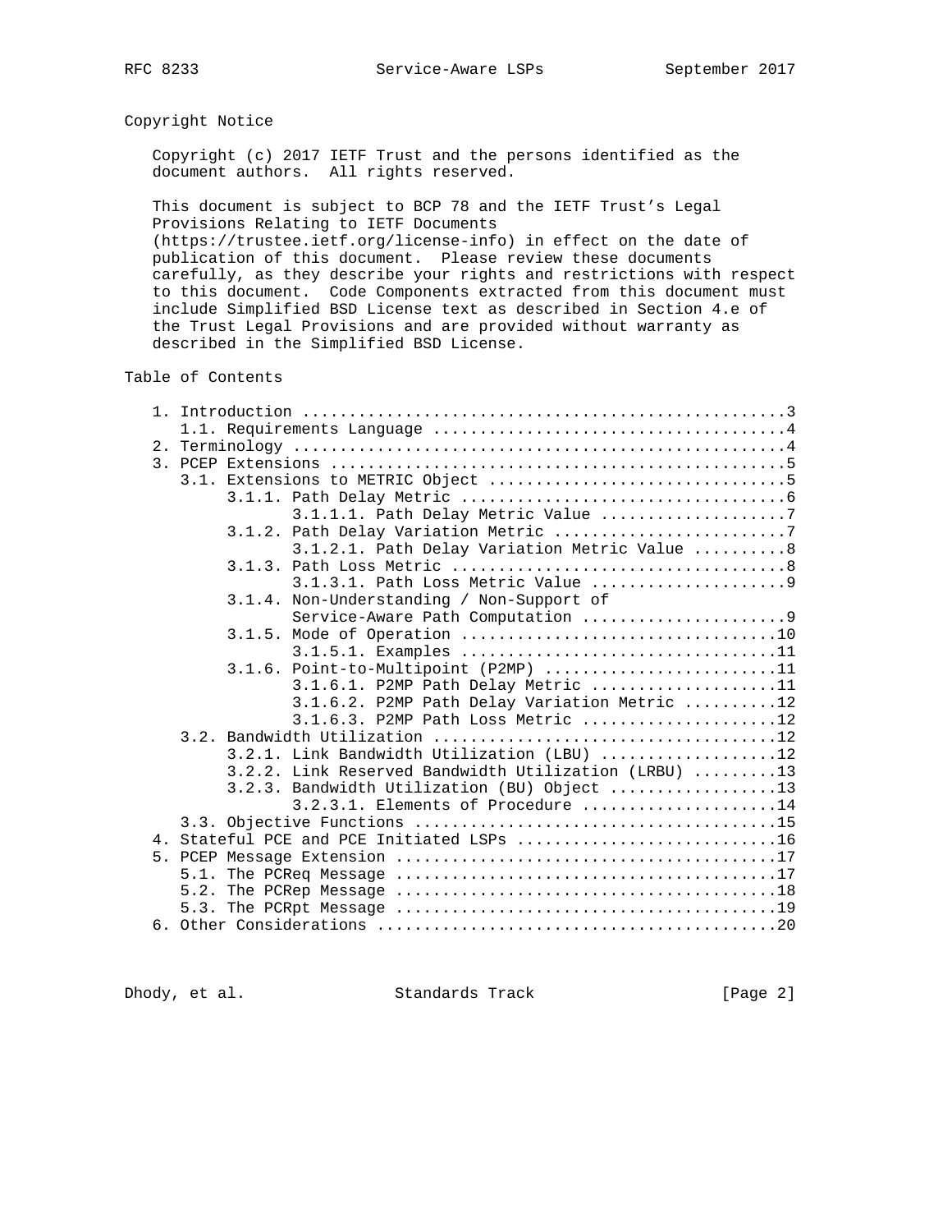## Copyright Notice

Copyright (c) 2017 IETF Trust and the persons identified as the document authors. All rights reserved.

This document is subject to BCP 78 and the IETF Trust's Legal Provisions Relating to IETF Documents (https://trustee.ietf.org/license-info) in effect on the date of publication of this document. Please review these documents carefully, as they describe your rights and restrictions with respect to this document. Code Components extracted from this document must include Simplified BSD License text as described in Section 4.e of the Trust Legal Provisions and are provided without warranty as described in the Simplified BSD License.

## Table of Contents

```
   1. Introduction ....................................................3
      1.1. Requirements Language ......................................4
   2. Terminology .....................................................4
   3. PCEP Extensions .................................................5
      3.1. Extensions to METRIC Object ................................5
           3.1.1. Path Delay Metric ...................................6
                  3.1.1.1. Path Delay Metric Value ....................7
           3.1.2. Path Delay Variation Metric .........................7
                  3.1.2.1. Path Delay Variation Metric Value ..........8
           3.1.3. Path Loss Metric ....................................8
                  3.1.3.1. Path Loss Metric Value .....................9
           3.1.4. Non-Understanding / Non-Support of
                  Service-Aware Path Computation ......................9
           3.1.5. Mode of Operation ..................................10
                  3.1.5.1. Examples ..................................11
           3.1.6. Point-to-Multipoint (P2MP) .........................11
                  3.1.6.1. P2MP Path Delay Metric ....................11
                  3.1.6.2. P2MP Path Delay Variation Metric ..........12
                  3.1.6.3. P2MP Path Loss Metric .....................12
      3.2. Bandwidth Utilization .....................................12
           3.2.1. Link Bandwidth Utilization (LBU) ...................12
           3.2.2. Link Reserved Bandwidth Utilization (LRBU) .........13
           3.2.3. Bandwidth Utilization (BU) Object ..................13
                  3.2.3.1. Elements of Procedure .....................14
      3.3. Objective Functions .......................................15
   4. Stateful PCE and PCE Initiated LSPs ............................16
   5. PCEP Message Extension .........................................17
      5.1. The PCReq Message .........................................17
      5.2. The PCRep Message .........................................18
      5.3. The PCRpt Message .........................................19
   6. Other Considerations ...........................................20
```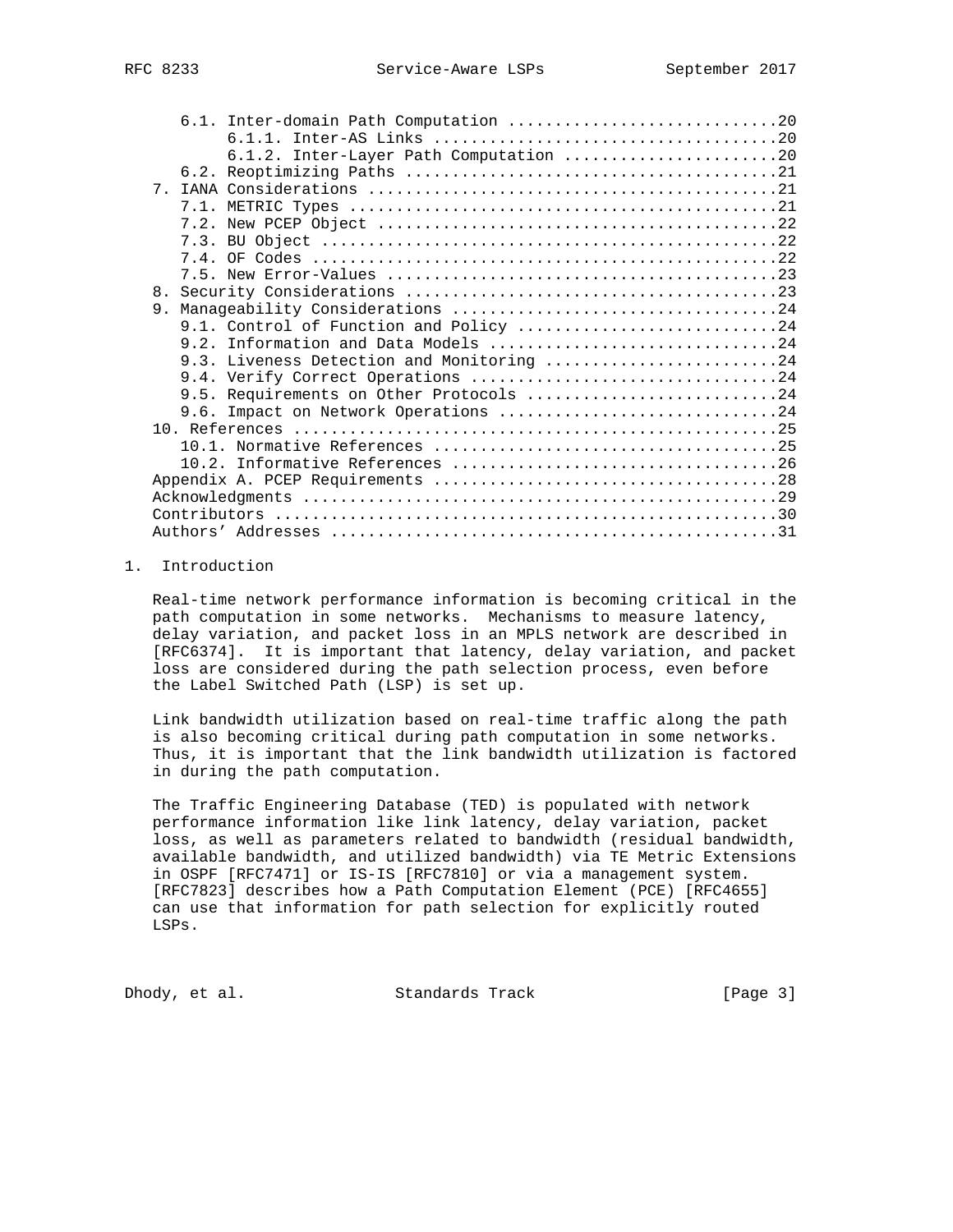6.1. Inter-domain Path Computation ............................20
6.1.1. Inter-AS Links ....................................20
6.1.2. Inter-Layer Path Computation .......................20
6.2. Reoptimizing Paths .......................................21
7. IANA Considerations ...........................................21
7.1. METRIC Types .............................................21
7.2. New PCEP Object ..........................................22
7.3. BU Object ................................................22
7.4. OF Codes .................................................22
7.5. New Error-Values .........................................23
8. Security Considerations .......................................23
9. Manageability Considerations ..................................24
9.1. Control of Function and Policy ...........................24
9.2. Information and Data Models ..............................24
9.3. Liveness Detection and Monitoring ........................24
9.4. Verify Correct Operations ................................24
9.5. Requirements on Other Protocols ..........................24
9.6. Impact on Network Operations .............................24
10. References ...................................................25
10.1. Normative References ....................................25
10.2. Informative References ..................................26
Appendix A. PCEP Requirements ....................................28
Acknowledgments ..................................................29
Contributors .....................................................30
Authors' Addresses ...............................................31

# 1. Introduction

Real-time network performance information is becoming critical in the path computation in some networks. Mechanisms to measure latency, delay variation, and packet loss in an MPLS network are described in [RFC6374]. It is important that latency, delay variation, and packet loss are considered during the path selection process, even before the Label Switched Path (LSP) is set up.

Link bandwidth utilization based on real-time traffic along the path is also becoming critical during path computation in some networks. Thus, it is important that the link bandwidth utilization is factored in during the path computation.

The Traffic Engineering Database (TED) is populated with network performance information like link latency, delay variation, packet loss, as well as parameters related to bandwidth (residual bandwidth, available bandwidth, and utilized bandwidth) via TE Metric Extensions in OSPF [RFC7471] or IS-IS [RFC7810] or via a management system. [RFC7823] describes how a Path Computation Element (PCE) [RFC4655] can use that information for path selection for explicitly routed LSPs.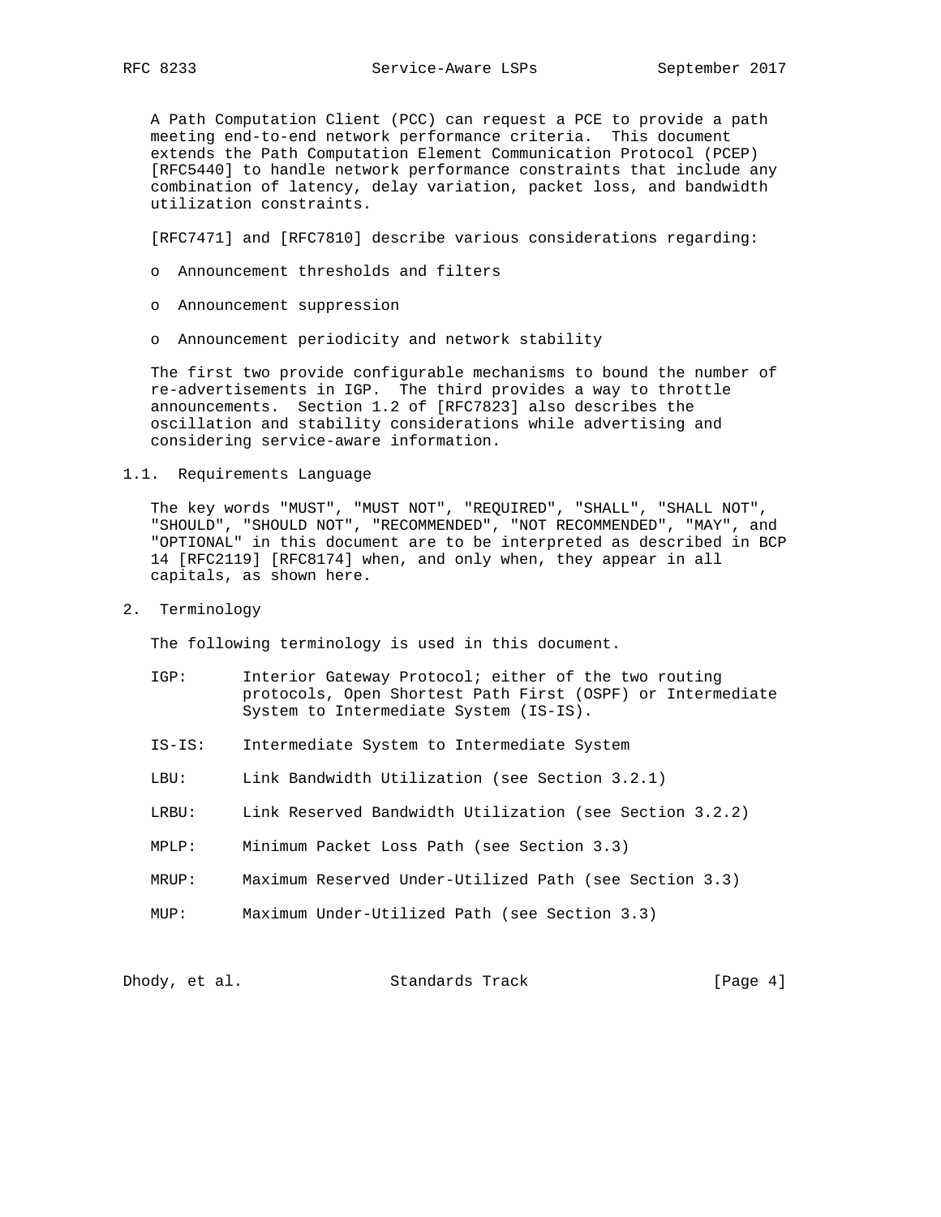A Path Computation Client (PCC) can request a PCE to provide a path meeting end-to-end network performance criteria. This document extends the Path Computation Element Communication Protocol (PCEP) [RFC5440] to handle network performance constraints that include any combination of latency, delay variation, packet loss, and bandwidth utilization constraints.

[RFC7471] and [RFC7810] describe various considerations regarding:

- Announcement thresholds and filters
- Announcement suppression
- Announcement periodicity and network stability

The first two provide configurable mechanisms to bound the number of re-advertisements in IGP. The third provides a way to throttle announcements. Section 1.2 of [RFC7823] also describes the oscillation and stability considerations while advertising and considering service-aware information.

### 1.1. Requirements Language

The key words "MUST", "MUST NOT", "REQUIRED", "SHALL", "SHALL NOT", "SHOULD", "SHOULD NOT", "RECOMMENDED", "NOT RECOMMENDED", "MAY", and "OPTIONAL" in this document are to be interpreted as described in BCP 14 [RFC2119] [RFC8174] when, and only when, they appear in all capitals, as shown here.

## 2. Terminology

The following terminology is used in this document.

IGP: Interior Gateway Protocol; either of the two routing protocols, Open Shortest Path First (OSPF) or Intermediate System to Intermediate System (IS-IS).

IS-IS: Intermediate System to Intermediate System

LBU: Link Bandwidth Utilization (see Section 3.2.1)

LRBU: Link Reserved Bandwidth Utilization (see Section 3.2.2)

MPLP: Minimum Packet Loss Path (see Section 3.3)

MRUP: Maximum Reserved Under-Utilized Path (see Section 3.3)

MUP: Maximum Under-Utilized Path (see Section 3.3)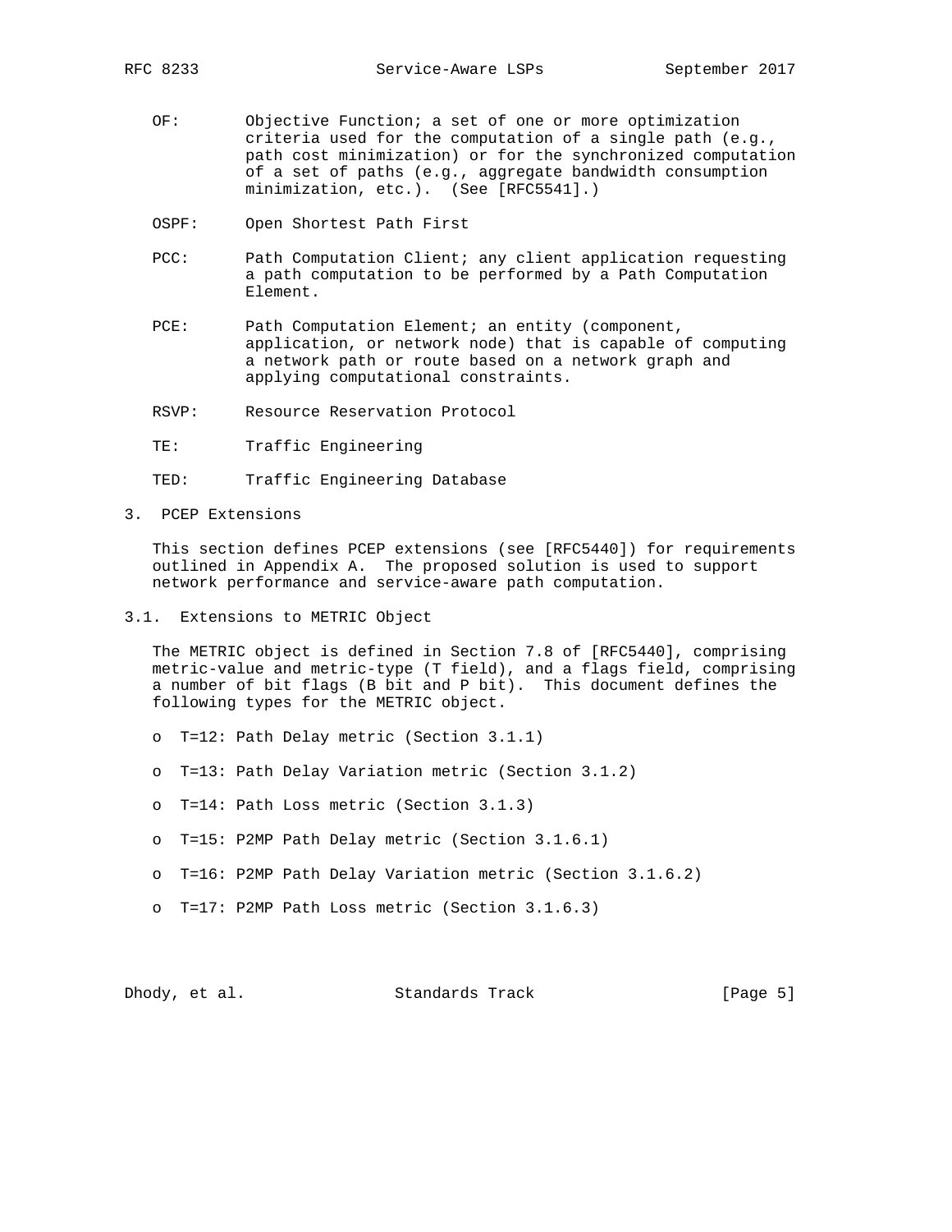OF: Objective Function; a set of one or more optimization criteria used for the computation of a single path (e.g., path cost minimization) or for the synchronized computation of a set of paths (e.g., aggregate bandwidth consumption minimization, etc.). (See [RFC5541].)

OSPF: Open Shortest Path First

PCC: Path Computation Client; any client application requesting a path computation to be performed by a Path Computation Element.

PCE: Path Computation Element; an entity (component, application, or network node) that is capable of computing a network path or route based on a network graph and applying computational constraints.

RSVP: Resource Reservation Protocol

TE: Traffic Engineering

TED: Traffic Engineering Database

# 3. PCEP Extensions

This section defines PCEP extensions (see [RFC5440]) for requirements outlined in Appendix A. The proposed solution is used to support network performance and service-aware path computation.

## 3.1. Extensions to METRIC Object

The METRIC object is defined in Section 7.8 of [RFC5440], comprising metric-value and metric-type (T field), and a flags field, comprising a number of bit flags (B bit and P bit). This document defines the following types for the METRIC object.

- T=12: Path Delay metric (Section 3.1.1)
- T=13: Path Delay Variation metric (Section 3.1.2)
- T=14: Path Loss metric (Section 3.1.3)
- T=15: P2MP Path Delay metric (Section 3.1.6.1)
- T=16: P2MP Path Delay Variation metric (Section 3.1.6.2)
- T=17: P2MP Path Loss metric (Section 3.1.6.3)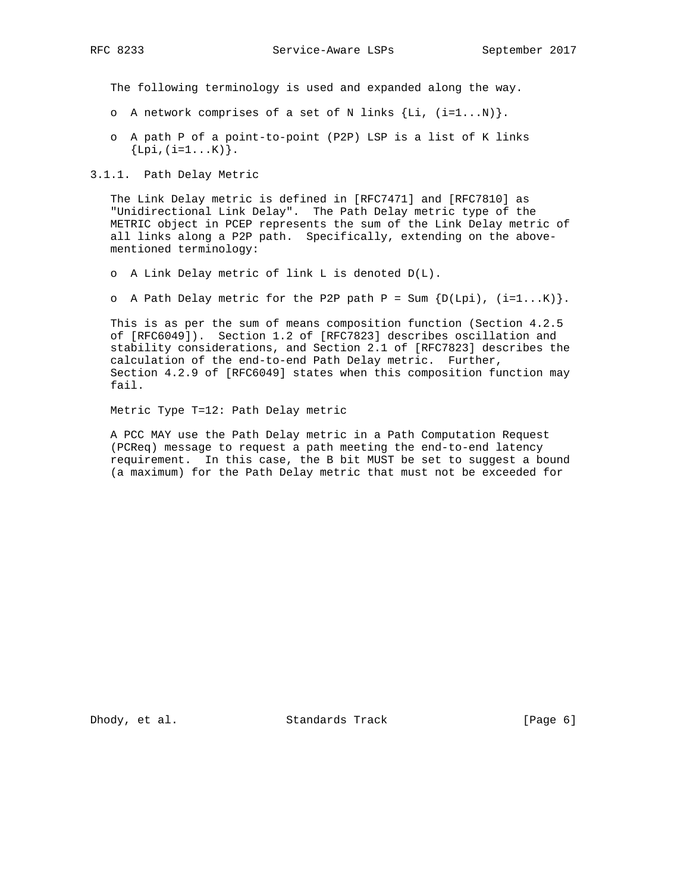The following terminology is used and expanded along the way.

- A network comprises of a set of N links {Li, (i=1...N)}.
- A path P of a point-to-point (P2P) LSP is a list of K links {Lpi,(i=1...K)}.

### 3.1.1. Path Delay Metric

The Link Delay metric is defined in [RFC7471] and [RFC7810] as "Unidirectional Link Delay". The Path Delay metric type of the METRIC object in PCEP represents the sum of the Link Delay metric of all links along a P2P path. Specifically, extending on the above-mentioned terminology:

- A Link Delay metric of link L is denoted D(L).
- A Path Delay metric for the P2P path P = Sum {D(Lpi), (i=1...K)}.

This is as per the sum of means composition function (Section 4.2.5 of [RFC6049]). Section 1.2 of [RFC7823] describes oscillation and stability considerations, and Section 2.1 of [RFC7823] describes the calculation of the end-to-end Path Delay metric. Further, Section 4.2.9 of [RFC6049] states when this composition function may fail.

Metric Type T=12: Path Delay metric

A PCC MAY use the Path Delay metric in a Path Computation Request (PCReq) message to request a path meeting the end-to-end latency requirement. In this case, the B bit MUST be set to suggest a bound (a maximum) for the Path Delay metric that must not be exceeded for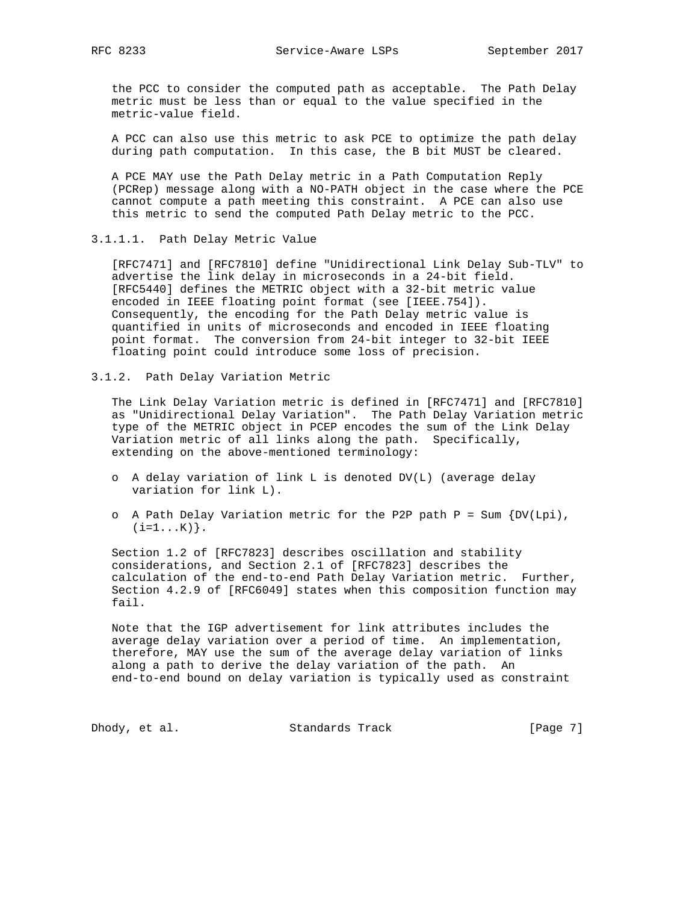the PCC to consider the computed path as acceptable. The Path Delay metric must be less than or equal to the value specified in the metric-value field.

A PCC can also use this metric to ask PCE to optimize the path delay during path computation. In this case, the B bit MUST be cleared.

A PCE MAY use the Path Delay metric in a Path Computation Reply (PCRep) message along with a NO-PATH object in the case where the PCE cannot compute a path meeting this constraint. A PCE can also use this metric to send the computed Path Delay metric to the PCC.

#### 3.1.1.1. Path Delay Metric Value

[RFC7471] and [RFC7810] define "Unidirectional Link Delay Sub-TLV" to advertise the link delay in microseconds in a 24-bit field. [RFC5440] defines the METRIC object with a 32-bit metric value encoded in IEEE floating point format (see [IEEE.754]). Consequently, the encoding for the Path Delay metric value is quantified in units of microseconds and encoded in IEEE floating point format. The conversion from 24-bit integer to 32-bit IEEE floating point could introduce some loss of precision.

### 3.1.2. Path Delay Variation Metric

The Link Delay Variation metric is defined in [RFC7471] and [RFC7810] as "Unidirectional Delay Variation". The Path Delay Variation metric type of the METRIC object in PCEP encodes the sum of the Link Delay Variation metric of all links along the path. Specifically, extending on the above-mentioned terminology:

- A delay variation of link L is denoted DV(L) (average delay variation for link L).
- A Path Delay Variation metric for the P2P path P = Sum {DV(Lpi), (i=1...K)}.

Section 1.2 of [RFC7823] describes oscillation and stability considerations, and Section 2.1 of [RFC7823] describes the calculation of the end-to-end Path Delay Variation metric. Further, Section 4.2.9 of [RFC6049] states when this composition function may fail.

Note that the IGP advertisement for link attributes includes the average delay variation over a period of time. An implementation, therefore, MAY use the sum of the average delay variation of links along a path to derive the delay variation of the path. An end-to-end bound on delay variation is typically used as constraint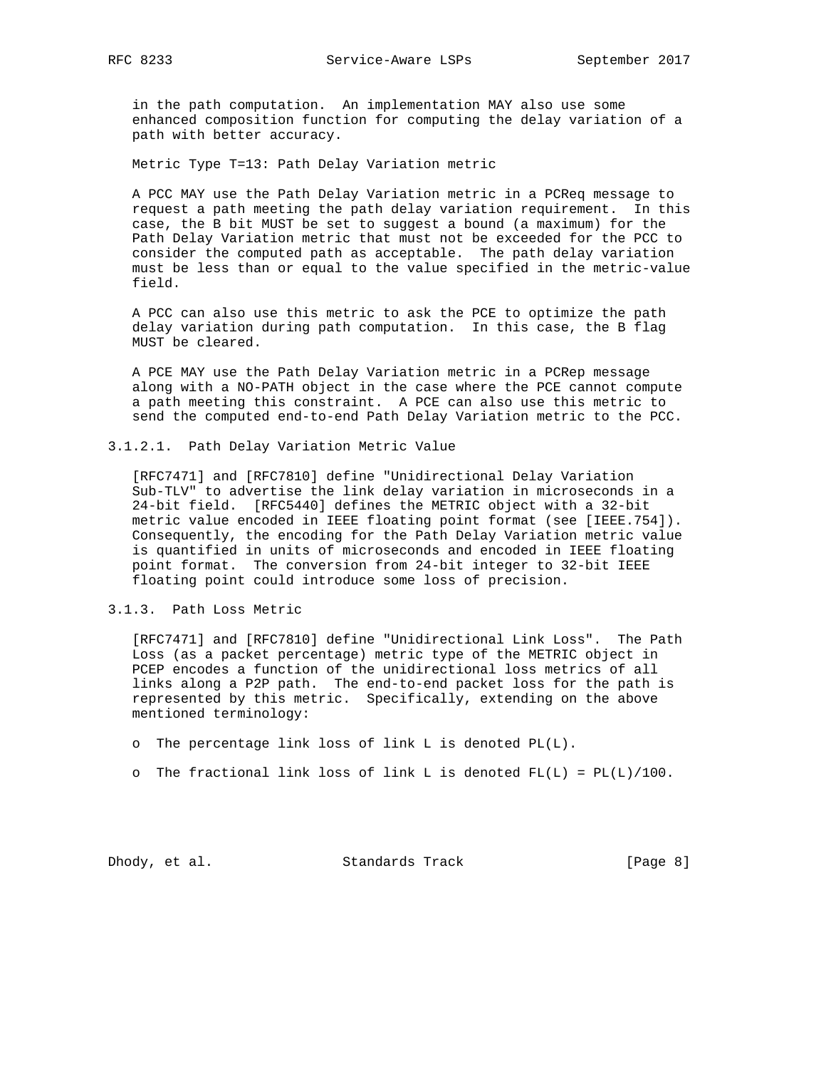in the path computation. An implementation MAY also use some enhanced composition function for computing the delay variation of a path with better accuracy.

Metric Type T=13: Path Delay Variation metric

A PCC MAY use the Path Delay Variation metric in a PCReq message to request a path meeting the path delay variation requirement. In this case, the B bit MUST be set to suggest a bound (a maximum) for the Path Delay Variation metric that must not be exceeded for the PCC to consider the computed path as acceptable. The path delay variation must be less than or equal to the value specified in the metric-value field.

A PCC can also use this metric to ask the PCE to optimize the path delay variation during path computation. In this case, the B flag MUST be cleared.

A PCE MAY use the Path Delay Variation metric in a PCRep message along with a NO-PATH object in the case where the PCE cannot compute a path meeting this constraint. A PCE can also use this metric to send the computed end-to-end Path Delay Variation metric to the PCC.

#### 3.1.2.1. Path Delay Variation Metric Value

[RFC7471] and [RFC7810] define "Unidirectional Delay Variation Sub-TLV" to advertise the link delay variation in microseconds in a 24-bit field. [RFC5440] defines the METRIC object with a 32-bit metric value encoded in IEEE floating point format (see [IEEE.754]). Consequently, the encoding for the Path Delay Variation metric value is quantified in units of microseconds and encoded in IEEE floating point format. The conversion from 24-bit integer to 32-bit IEEE floating point could introduce some loss of precision.

### 3.1.3. Path Loss Metric

[RFC7471] and [RFC7810] define "Unidirectional Link Loss". The Path Loss (as a packet percentage) metric type of the METRIC object in PCEP encodes a function of the unidirectional loss metrics of all links along a P2P path. The end-to-end packet loss for the path is represented by this metric. Specifically, extending on the above mentioned terminology:

- The percentage link loss of link L is denoted PL(L).
- The fractional link loss of link L is denoted FL(L) = PL(L)/100.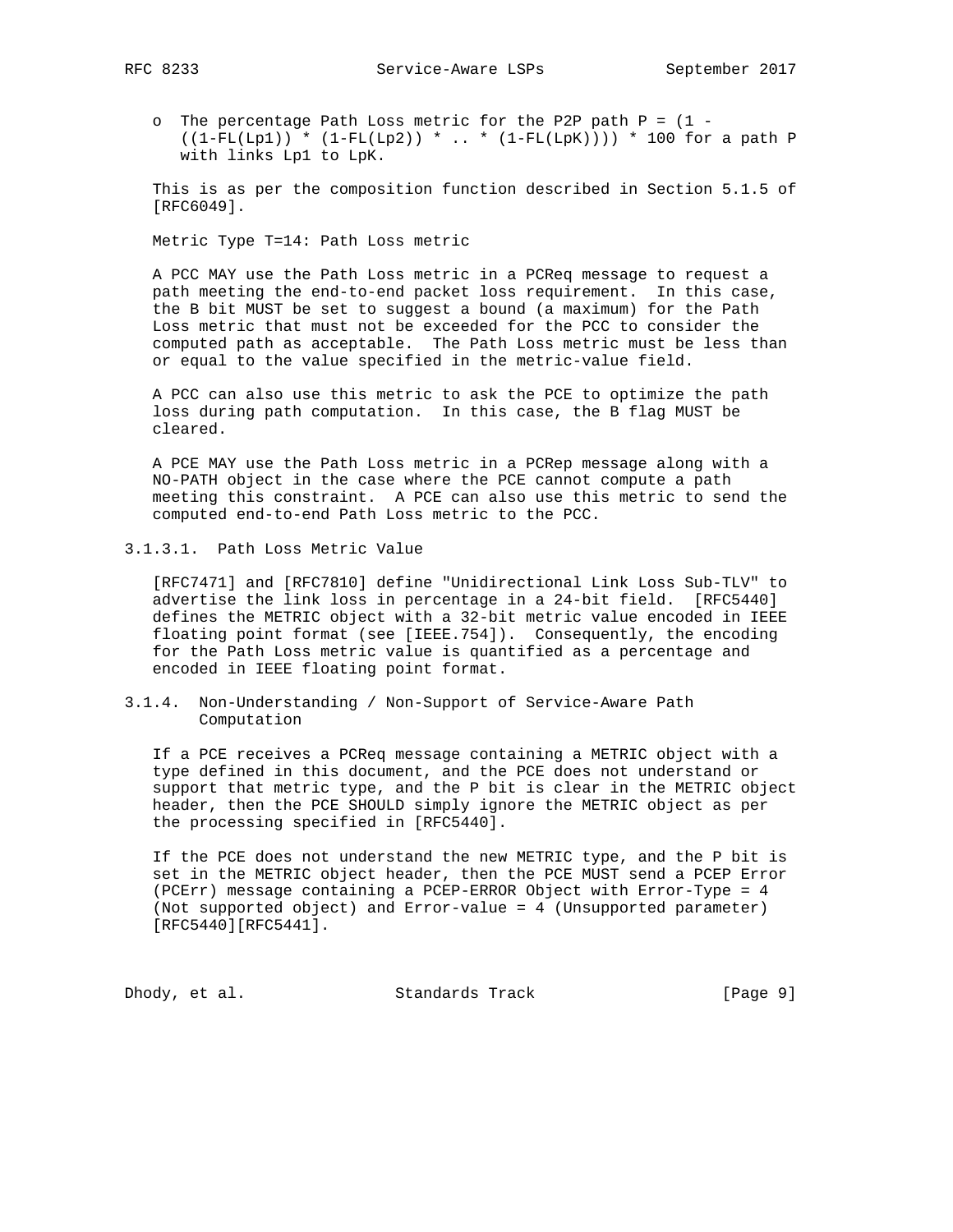- The percentage Path Loss metric for the P2P path P = (1 - ((1-FL(Lp1)) * (1-FL(Lp2)) * .. * (1-FL(LpK)))) * 100 for a path P with links Lp1 to LpK.

This is as per the composition function described in Section 5.1.5 of [RFC6049].

Metric Type T=14: Path Loss metric

A PCC MAY use the Path Loss metric in a PCReq message to request a path meeting the end-to-end packet loss requirement. In this case, the B bit MUST be set to suggest a bound (a maximum) for the Path Loss metric that must not be exceeded for the PCC to consider the computed path as acceptable. The Path Loss metric must be less than or equal to the value specified in the metric-value field.

A PCC can also use this metric to ask the PCE to optimize the path loss during path computation. In this case, the B flag MUST be cleared.

A PCE MAY use the Path Loss metric in a PCRep message along with a NO-PATH object in the case where the PCE cannot compute a path meeting this constraint. A PCE can also use this metric to send the computed end-to-end Path Loss metric to the PCC.

#### 3.1.3.1. Path Loss Metric Value

[RFC7471] and [RFC7810] define "Unidirectional Link Loss Sub-TLV" to advertise the link loss in percentage in a 24-bit field. [RFC5440] defines the METRIC object with a 32-bit metric value encoded in IEEE floating point format (see [IEEE.754]). Consequently, the encoding for the Path Loss metric value is quantified as a percentage and encoded in IEEE floating point format.

### 3.1.4. Non-Understanding / Non-Support of Service-Aware Path Computation

If a PCE receives a PCReq message containing a METRIC object with a type defined in this document, and the PCE does not understand or support that metric type, and the P bit is clear in the METRIC object header, then the PCE SHOULD simply ignore the METRIC object as per the processing specified in [RFC5440].

If the PCE does not understand the new METRIC type, and the P bit is set in the METRIC object header, then the PCE MUST send a PCEP Error (PCErr) message containing a PCEP-ERROR Object with Error-Type = 4 (Not supported object) and Error-value = 4 (Unsupported parameter) [RFC5440][RFC5441].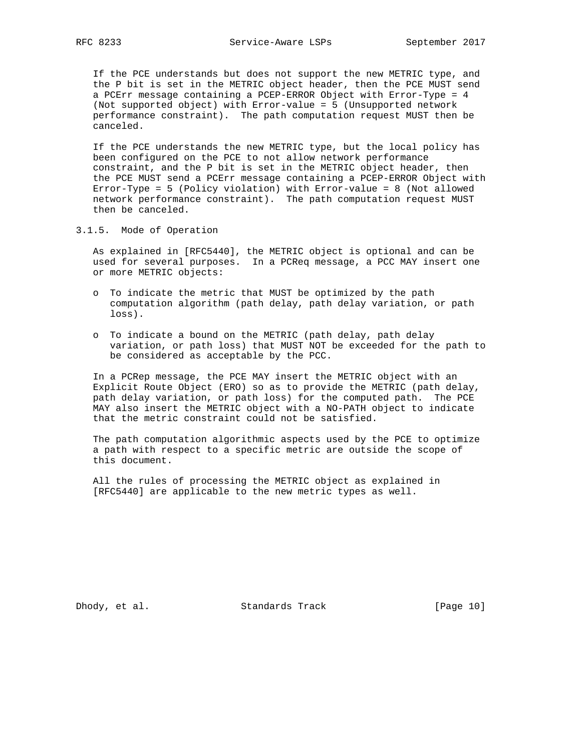If the PCE understands but does not support the new METRIC type, and the P bit is set in the METRIC object header, then the PCE MUST send a PCErr message containing a PCEP-ERROR Object with Error-Type = 4 (Not supported object) with Error-value = 5 (Unsupported network performance constraint). The path computation request MUST then be canceled.

If the PCE understands the new METRIC type, but the local policy has been configured on the PCE to not allow network performance constraint, and the P bit is set in the METRIC object header, then the PCE MUST send a PCErr message containing a PCEP-ERROR Object with Error-Type = 5 (Policy violation) with Error-value = 8 (Not allowed network performance constraint). The path computation request MUST then be canceled.

### 3.1.5. Mode of Operation

As explained in [RFC5440], the METRIC object is optional and can be used for several purposes. In a PCReq message, a PCC MAY insert one or more METRIC objects:

- To indicate the metric that MUST be optimized by the path computation algorithm (path delay, path delay variation, or path loss).

- To indicate a bound on the METRIC (path delay, path delay variation, or path loss) that MUST NOT be exceeded for the path to be considered as acceptable by the PCC.

In a PCRep message, the PCE MAY insert the METRIC object with an Explicit Route Object (ERO) so as to provide the METRIC (path delay, path delay variation, or path loss) for the computed path. The PCE MAY also insert the METRIC object with a NO-PATH object to indicate that the metric constraint could not be satisfied.

The path computation algorithmic aspects used by the PCE to optimize a path with respect to a specific metric are outside the scope of this document.

All the rules of processing the METRIC object as explained in [RFC5440] are applicable to the new metric types as well.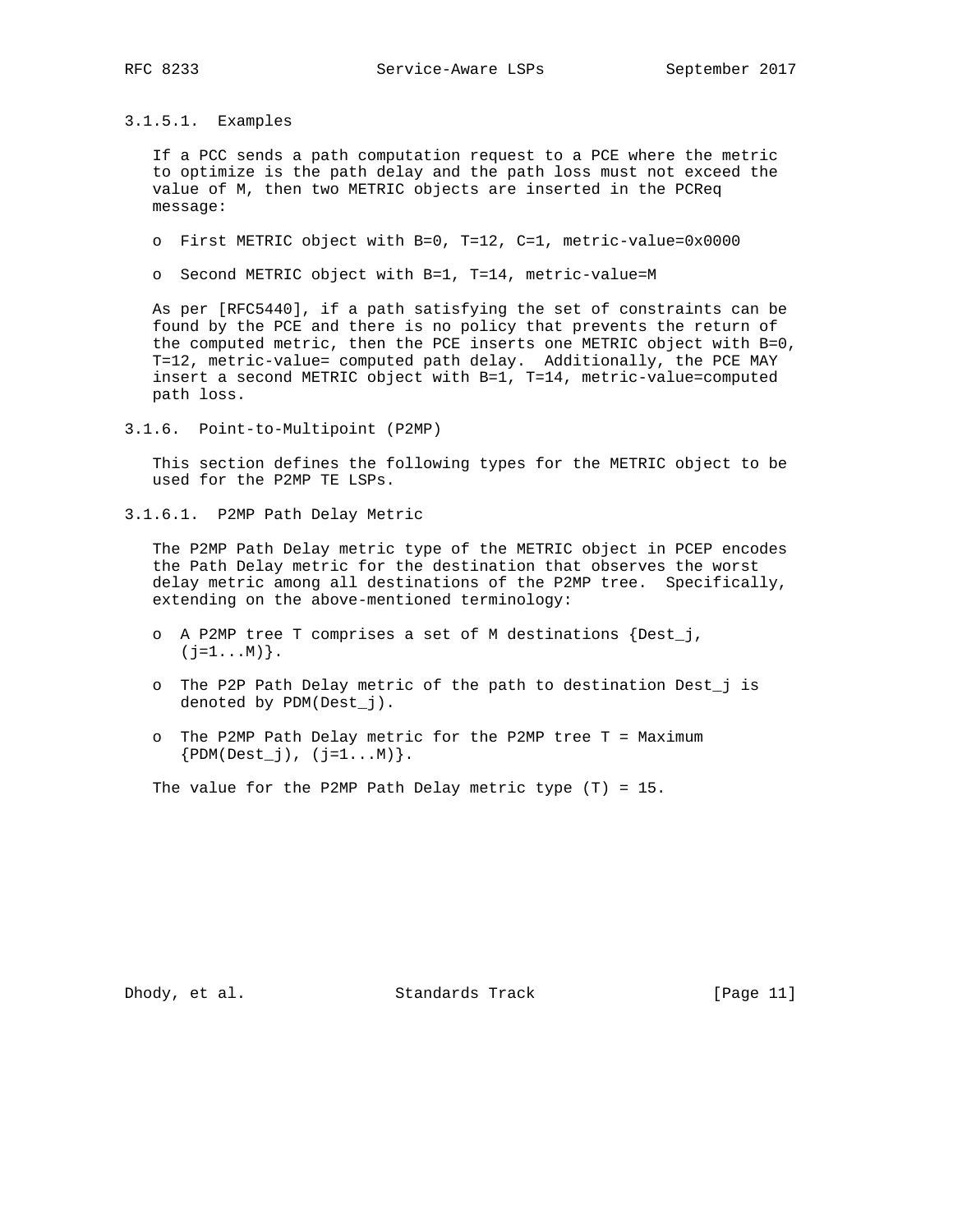#### 3.1.5.1. Examples

If a PCC sends a path computation request to a PCE where the metric to optimize is the path delay and the path loss must not exceed the value of M, then two METRIC objects are inserted in the PCReq message:

- First METRIC object with B=0, T=12, C=1, metric-value=0x0000
- Second METRIC object with B=1, T=14, metric-value=M

As per [RFC5440], if a path satisfying the set of constraints can be found by the PCE and there is no policy that prevents the return of the computed metric, then the PCE inserts one METRIC object with B=0, T=12, metric-value= computed path delay. Additionally, the PCE MAY insert a second METRIC object with B=1, T=14, metric-value=computed path loss.

### 3.1.6. Point-to-Multipoint (P2MP)

This section defines the following types for the METRIC object to be used for the P2MP TE LSPs.

#### 3.1.6.1. P2MP Path Delay Metric

The P2MP Path Delay metric type of the METRIC object in PCEP encodes the Path Delay metric for the destination that observes the worst delay metric among all destinations of the P2MP tree. Specifically, extending on the above-mentioned terminology:

- A P2MP tree T comprises a set of M destinations {Dest_j, (j=1...M)}.
- The P2P Path Delay metric of the path to destination Dest_j is denoted by PDM(Dest_j).
- The P2MP Path Delay metric for the P2MP tree T = Maximum {PDM(Dest_j), (j=1...M)}.

The value for the P2MP Path Delay metric type (T) = 15.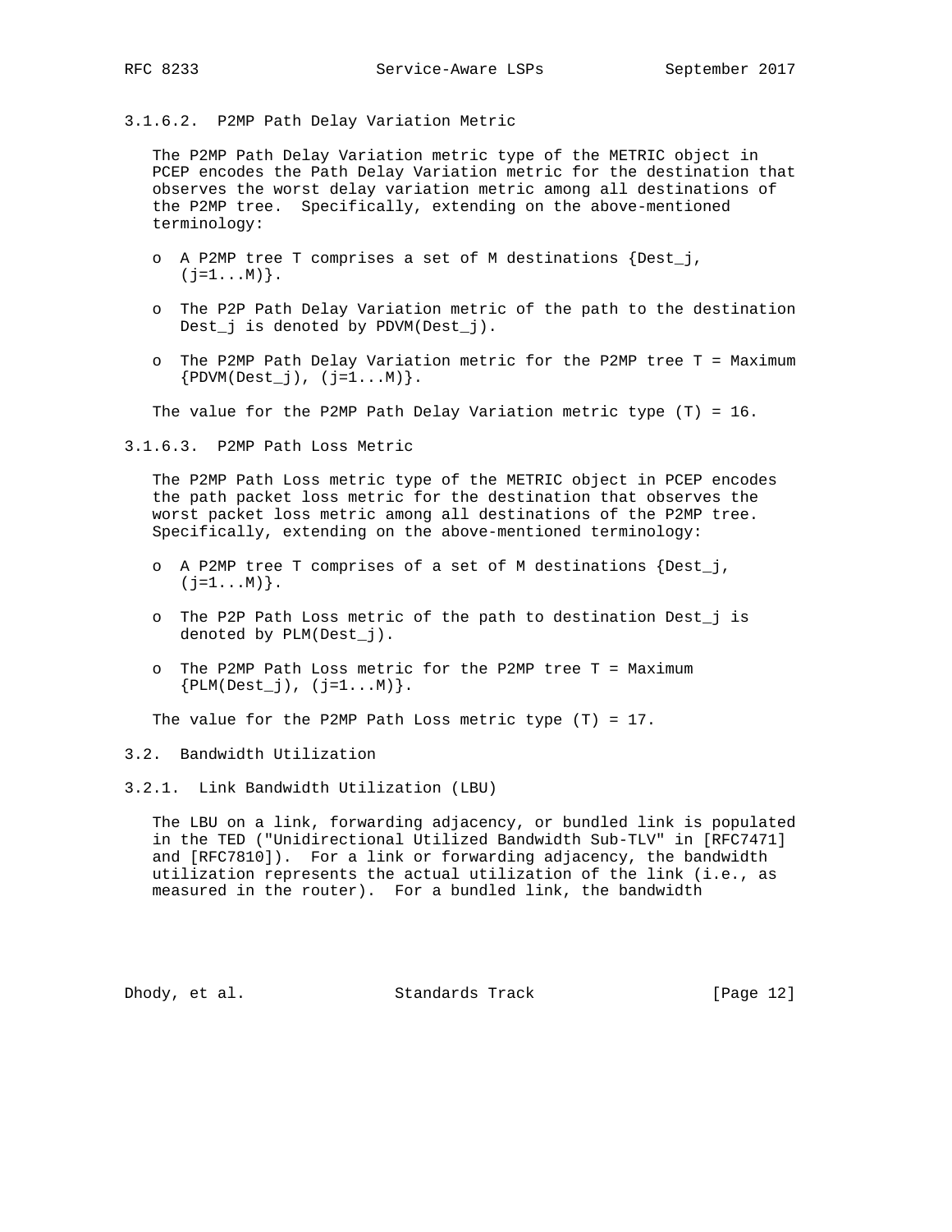#### 3.1.6.2. P2MP Path Delay Variation Metric

The P2MP Path Delay Variation metric type of the METRIC object in PCEP encodes the Path Delay Variation metric for the destination that observes the worst delay variation metric among all destinations of the P2MP tree. Specifically, extending on the above-mentioned terminology:

- A P2MP tree T comprises a set of M destinations {Dest_j, (j=1...M)}.
- The P2P Path Delay Variation metric of the path to the destination Dest_j is denoted by PDVM(Dest_j).
- The P2MP Path Delay Variation metric for the P2MP tree T = Maximum {PDVM(Dest_j), (j=1...M)}.

The value for the P2MP Path Delay Variation metric type (T) = 16.

#### 3.1.6.3. P2MP Path Loss Metric

The P2MP Path Loss metric type of the METRIC object in PCEP encodes the path packet loss metric for the destination that observes the worst packet loss metric among all destinations of the P2MP tree. Specifically, extending on the above-mentioned terminology:

- A P2MP tree T comprises of a set of M destinations {Dest_j, (j=1...M)}.
- The P2P Path Loss metric of the path to destination Dest_j is denoted by PLM(Dest_j).
- The P2MP Path Loss metric for the P2MP tree T = Maximum {PLM(Dest_j), (j=1...M)}.

The value for the P2MP Path Loss metric type (T) = 17.

## 3.2. Bandwidth Utilization

### 3.2.1. Link Bandwidth Utilization (LBU)

The LBU on a link, forwarding adjacency, or bundled link is populated in the TED ("Unidirectional Utilized Bandwidth Sub-TLV" in [RFC7471] and [RFC7810]). For a link or forwarding adjacency, the bandwidth utilization represents the actual utilization of the link (i.e., as measured in the router). For a bundled link, the bandwidth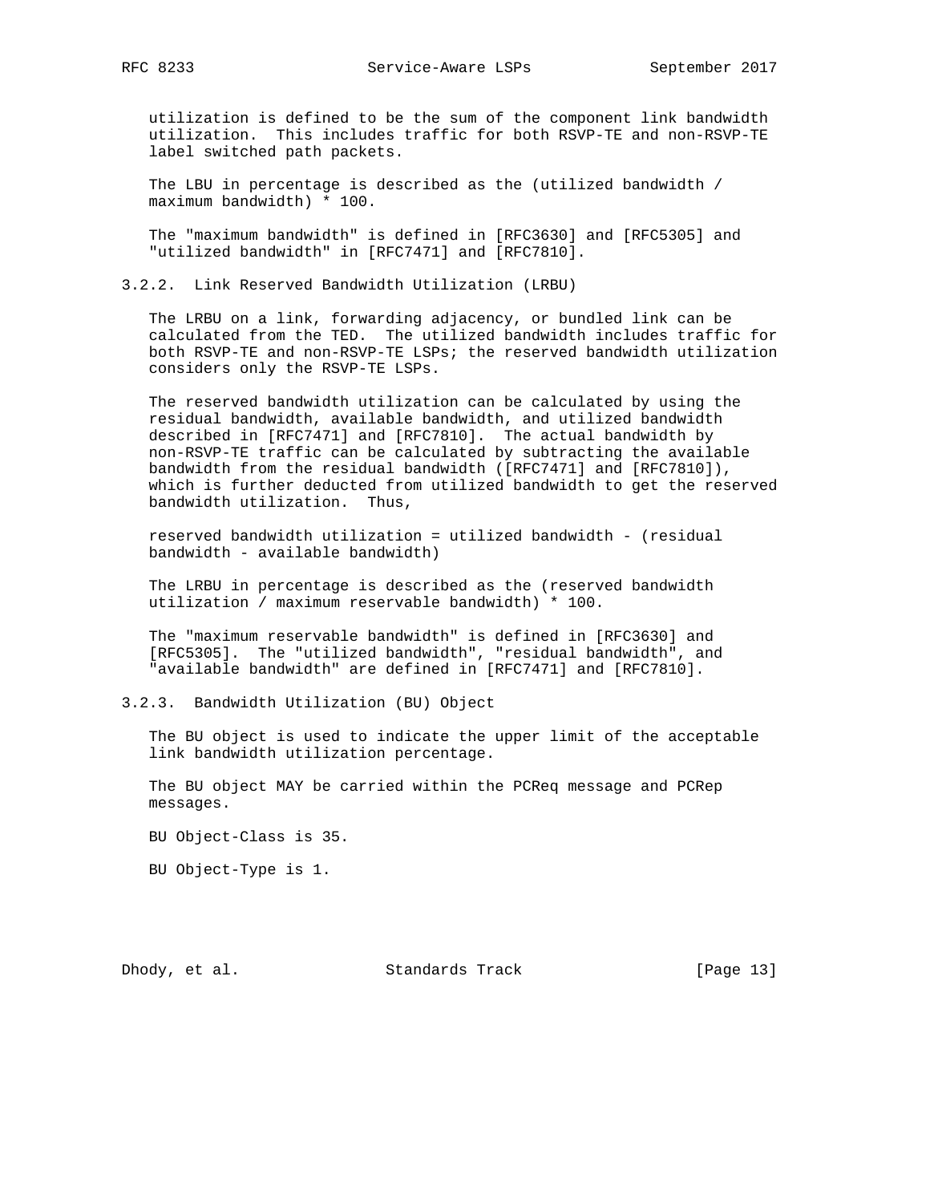utilization is defined to be the sum of the component link bandwidth utilization. This includes traffic for both RSVP-TE and non-RSVP-TE label switched path packets.

The LBU in percentage is described as the (utilized bandwidth / maximum bandwidth) * 100.

The "maximum bandwidth" is defined in [RFC3630] and [RFC5305] and "utilized bandwidth" in [RFC7471] and [RFC7810].

### 3.2.2. Link Reserved Bandwidth Utilization (LRBU)

The LRBU on a link, forwarding adjacency, or bundled link can be calculated from the TED. The utilized bandwidth includes traffic for both RSVP-TE and non-RSVP-TE LSPs; the reserved bandwidth utilization considers only the RSVP-TE LSPs.

The reserved bandwidth utilization can be calculated by using the residual bandwidth, available bandwidth, and utilized bandwidth described in [RFC7471] and [RFC7810]. The actual bandwidth by non-RSVP-TE traffic can be calculated by subtracting the available bandwidth from the residual bandwidth ([RFC7471] and [RFC7810]), which is further deducted from utilized bandwidth to get the reserved bandwidth utilization. Thus,

reserved bandwidth utilization = utilized bandwidth - (residual bandwidth - available bandwidth)

The LRBU in percentage is described as the (reserved bandwidth utilization / maximum reservable bandwidth) * 100.

The "maximum reservable bandwidth" is defined in [RFC3630] and [RFC5305]. The "utilized bandwidth", "residual bandwidth", and "available bandwidth" are defined in [RFC7471] and [RFC7810].

### 3.2.3. Bandwidth Utilization (BU) Object

The BU object is used to indicate the upper limit of the acceptable link bandwidth utilization percentage.

The BU object MAY be carried within the PCReq message and PCRep messages.

BU Object-Class is 35.

BU Object-Type is 1.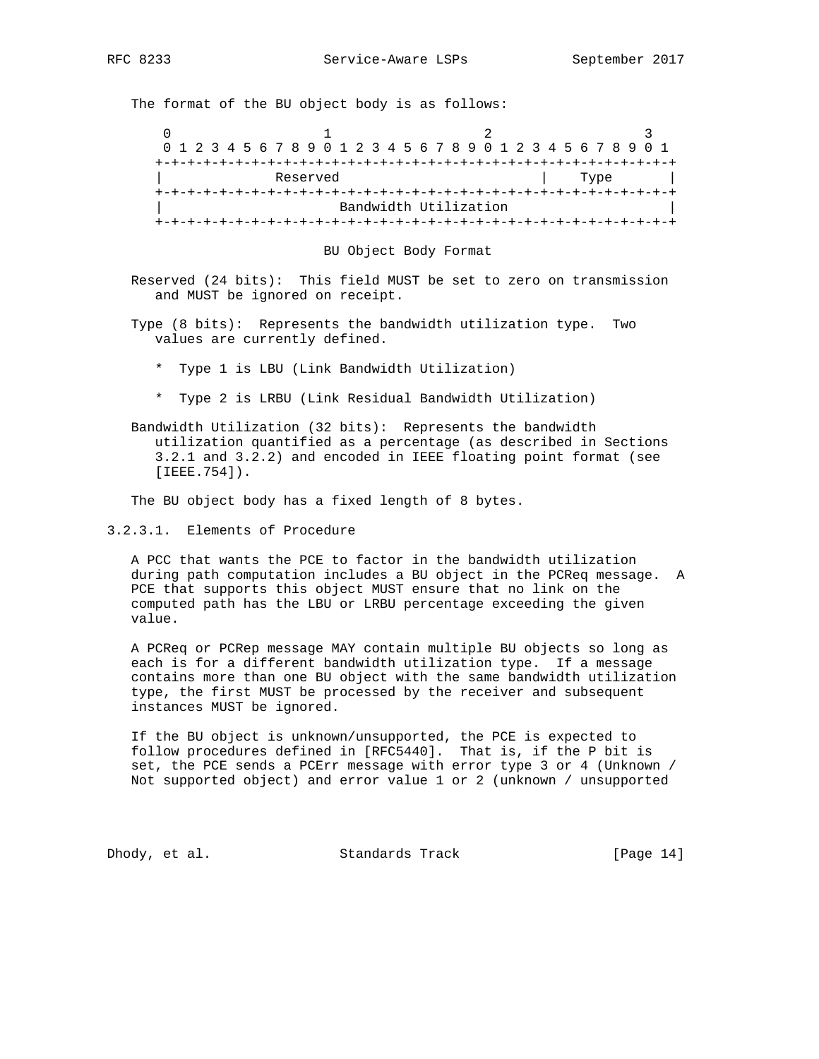The format of the BU object body is as follows:

```
     0                   1                   2                   3
     0 1 2 3 4 5 6 7 8 9 0 1 2 3 4 5 6 7 8 9 0 1 2 3 4 5 6 7 8 9 0 1
    +-+-+-+-+-+-+-+-+-+-+-+-+-+-+-+-+-+-+-+-+-+-+-+-+-+-+-+-+-+-+-+-+
    |             Reserved                          |    Type       |
    +-+-+-+-+-+-+-+-+-+-+-+-+-+-+-+-+-+-+-+-+-+-+-+-+-+-+-+-+-+-+-+-+
    |                     Bandwidth Utilization                     |
    +-+-+-+-+-+-+-+-+-+-+-+-+-+-+-+-+-+-+-+-+-+-+-+-+-+-+-+-+-+-+-+-+
```

BU Object Body Format

Reserved (24 bits): This field MUST be set to zero on transmission and MUST be ignored on receipt.

Type (8 bits): Represents the bandwidth utilization type. Two values are currently defined.

* Type 1 is LBU (Link Bandwidth Utilization)
* Type 2 is LRBU (Link Residual Bandwidth Utilization)

Bandwidth Utilization (32 bits): Represents the bandwidth utilization quantified as a percentage (as described in Sections 3.2.1 and 3.2.2) and encoded in IEEE floating point format (see [IEEE.754]).

The BU object body has a fixed length of 8 bytes.

#### 3.2.3.1. Elements of Procedure

A PCC that wants the PCE to factor in the bandwidth utilization during path computation includes a BU object in the PCReq message. A PCE that supports this object MUST ensure that no link on the computed path has the LBU or LRBU percentage exceeding the given value.

A PCReq or PCRep message MAY contain multiple BU objects so long as each is for a different bandwidth utilization type. If a message contains more than one BU object with the same bandwidth utilization type, the first MUST be processed by the receiver and subsequent instances MUST be ignored.

If the BU object is unknown/unsupported, the PCE is expected to follow procedures defined in [RFC5440]. That is, if the P bit is set, the PCE sends a PCErr message with error type 3 or 4 (Unknown / Not supported object) and error value 1 or 2 (unknown / unsupported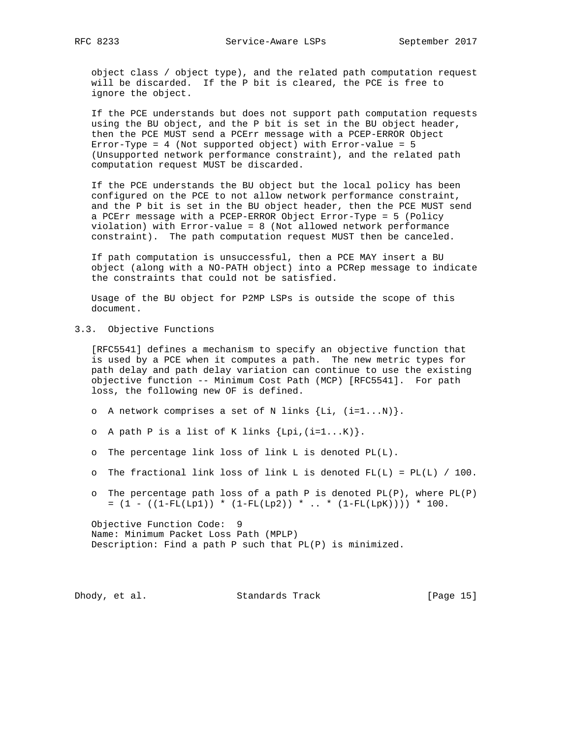object class / object type), and the related path computation request will be discarded. If the P bit is cleared, the PCE is free to ignore the object.

If the PCE understands but does not support path computation requests using the BU object, and the P bit is set in the BU object header, then the PCE MUST send a PCErr message with a PCEP-ERROR Object Error-Type = 4 (Not supported object) with Error-value = 5 (Unsupported network performance constraint), and the related path computation request MUST be discarded.

If the PCE understands the BU object but the local policy has been configured on the PCE to not allow network performance constraint, and the P bit is set in the BU object header, then the PCE MUST send a PCErr message with a PCEP-ERROR Object Error-Type = 5 (Policy violation) with Error-value = 8 (Not allowed network performance constraint). The path computation request MUST then be canceled.

If path computation is unsuccessful, then a PCE MAY insert a BU object (along with a NO-PATH object) into a PCRep message to indicate the constraints that could not be satisfied.

Usage of the BU object for P2MP LSPs is outside the scope of this document.

### 3.3. Objective Functions

[RFC5541] defines a mechanism to specify an objective function that is used by a PCE when it computes a path. The new metric types for path delay and path delay variation can continue to use the existing objective function -- Minimum Cost Path (MCP) [RFC5541]. For path loss, the following new OF is defined.

- A network comprises a set of N links {Li, (i=1...N)}.
- A path P is a list of K links {Lpi,(i=1...K)}.
- The percentage link loss of link L is denoted PL(L).
- The fractional link loss of link L is denoted FL(L) = PL(L) / 100.
- The percentage path loss of a path P is denoted PL(P), where PL(P) = (1 - ((1-FL(Lp1)) * (1-FL(Lp2)) * .. * (1-FL(LpK)))) * 100.

Objective Function Code: 9
Name: Minimum Packet Loss Path (MPLP)
Description: Find a path P such that PL(P) is minimized.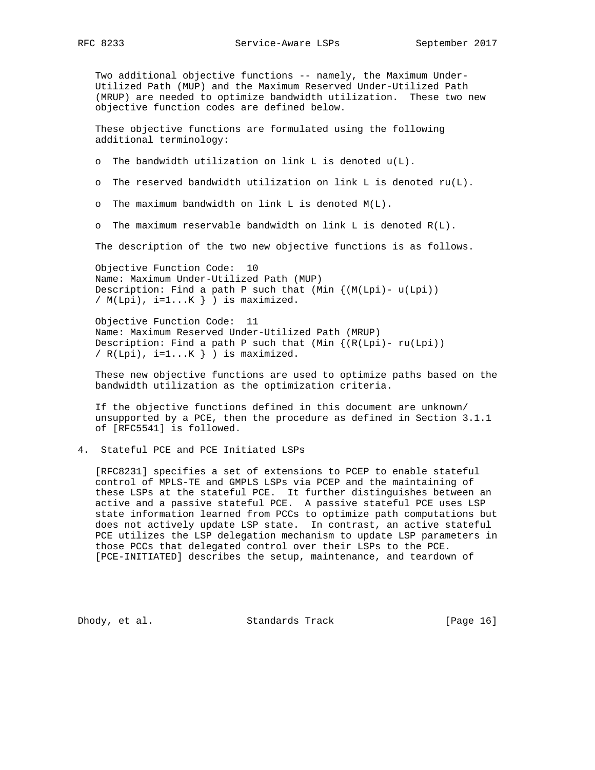Two additional objective functions -- namely, the Maximum Under-Utilized Path (MUP) and the Maximum Reserved Under-Utilized Path (MRUP) are needed to optimize bandwidth utilization. These two new objective function codes are defined below.

These objective functions are formulated using the following additional terminology:

- The bandwidth utilization on link L is denoted u(L).
- The reserved bandwidth utilization on link L is denoted ru(L).
- The maximum bandwidth on link L is denoted M(L).
- The maximum reservable bandwidth on link L is denoted R(L).

The description of the two new objective functions is as follows.

Objective Function Code: 10
Name: Maximum Under-Utilized Path (MUP)
Description: Find a path P such that (Min {(M(Lpi)- u(Lpi)) / M(Lpi), i=1...K } ) is maximized.

Objective Function Code: 11
Name: Maximum Reserved Under-Utilized Path (MRUP)
Description: Find a path P such that (Min {(R(Lpi)- ru(Lpi)) / R(Lpi), i=1...K } ) is maximized.

These new objective functions are used to optimize paths based on the bandwidth utilization as the optimization criteria.

If the objective functions defined in this document are unknown/unsupported by a PCE, then the procedure as defined in Section 3.1.1 of [RFC5541] is followed.

## 4. Stateful PCE and PCE Initiated LSPs

[RFC8231] specifies a set of extensions to PCEP to enable stateful control of MPLS-TE and GMPLS LSPs via PCEP and the maintaining of these LSPs at the stateful PCE. It further distinguishes between an active and a passive stateful PCE. A passive stateful PCE uses LSP state information learned from PCCs to optimize path computations but does not actively update LSP state. In contrast, an active stateful PCE utilizes the LSP delegation mechanism to update LSP parameters in those PCCs that delegated control over their LSPs to the PCE. [PCE-INITIATED] describes the setup, maintenance, and teardown of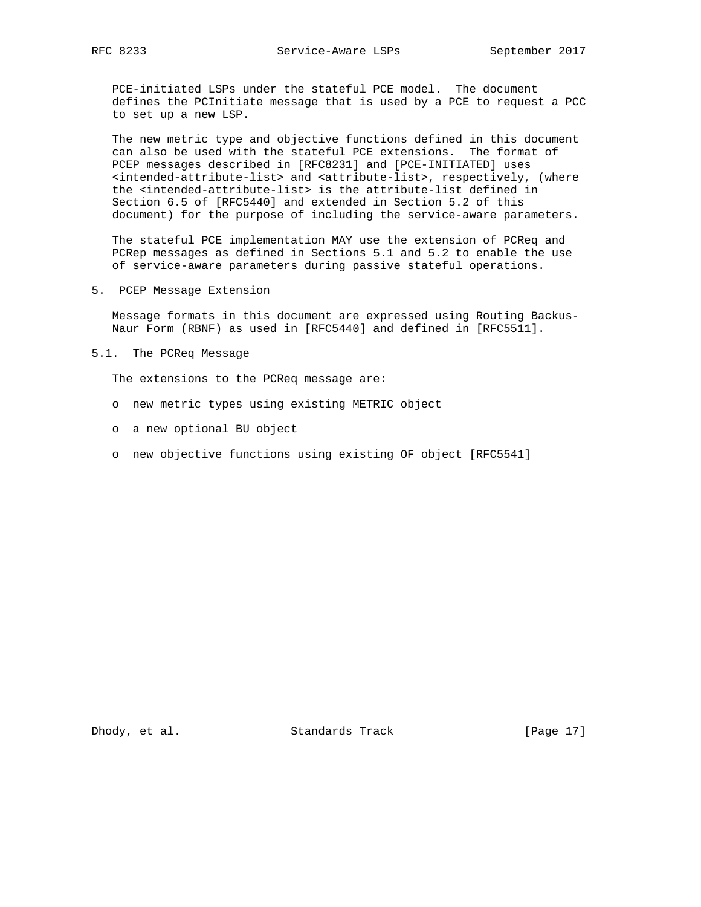PCE-initiated LSPs under the stateful PCE model. The document defines the PCInitiate message that is used by a PCE to request a PCC to set up a new LSP.

The new metric type and objective functions defined in this document can also be used with the stateful PCE extensions. The format of PCEP messages described in [RFC8231] and [PCE-INITIATED] uses <intended-attribute-list> and <attribute-list>, respectively, (where the <intended-attribute-list> is the attribute-list defined in Section 6.5 of [RFC5440] and extended in Section 5.2 of this document) for the purpose of including the service-aware parameters.

The stateful PCE implementation MAY use the extension of PCReq and PCRep messages as defined in Sections 5.1 and 5.2 to enable the use of service-aware parameters during passive stateful operations.

## 5. PCEP Message Extension

Message formats in this document are expressed using Routing Backus-Naur Form (RBNF) as used in [RFC5440] and defined in [RFC5511].

### 5.1. The PCReq Message

The extensions to the PCReq message are:

- new metric types using existing METRIC object
- a new optional BU object
- new objective functions using existing OF object [RFC5541]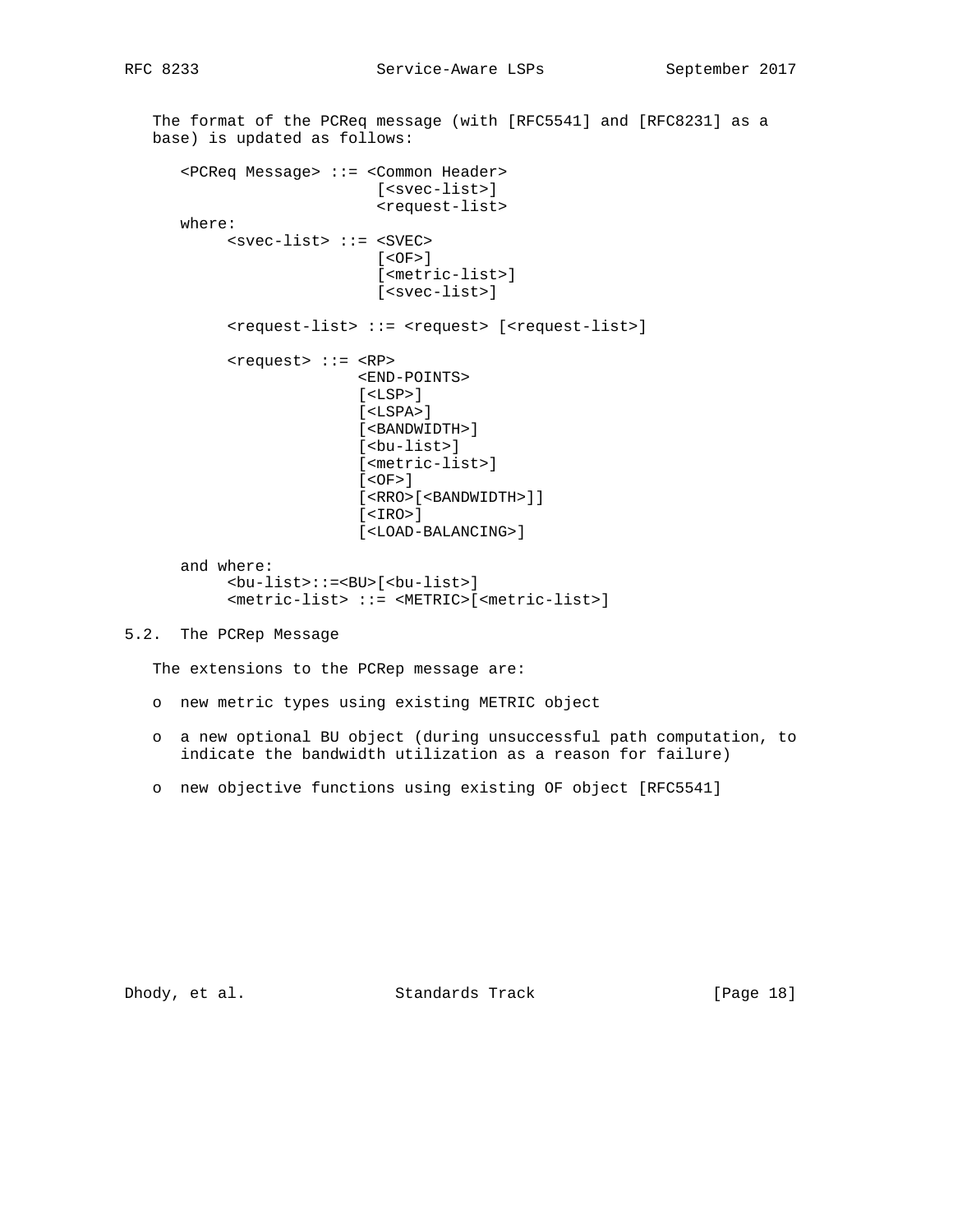The format of the PCReq message (with [RFC5541] and [RFC8231] as a base) is updated as follows:

```
<PCReq Message> ::= <Common Header>
                     [<svec-list>]
                     <request-list>
where:
     <svec-list> ::= <SVEC>
                     [<OF>]
                     [<metric-list>]
                     [<svec-list>]

     <request-list> ::= <request> [<request-list>]

     <request> ::= <RP>
                   <END-POINTS>
                   [<LSP>]
                   [<LSPA>]
                   [<BANDWIDTH>]
                   [<bu-list>]
                   [<metric-list>]
                   [<OF>]
                   [<RRO>[<BANDWIDTH>]]
                   [<IRO>]
                   [<LOAD-BALANCING>]

and where:
     <bu-list>::=<BU>[<bu-list>]
     <metric-list> ::= <METRIC>[<metric-list>]
```

## 5.2. The PCRep Message

The extensions to the PCRep message are:

- new metric types using existing METRIC object
- a new optional BU object (during unsuccessful path computation, to indicate the bandwidth utilization as a reason for failure)
- new objective functions using existing OF object [RFC5541]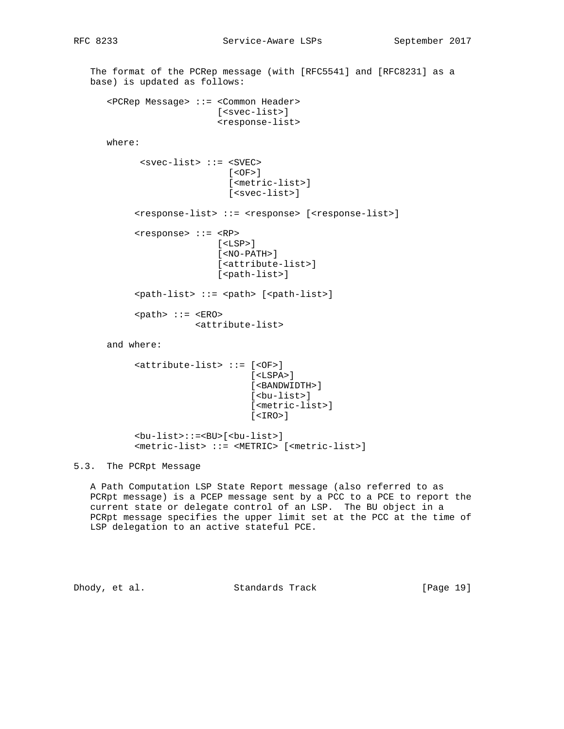The format of the PCRep message (with [RFC5541] and [RFC8231] as a base) is updated as follows:

```
<PCRep Message> ::= <Common Header>
                    [<svec-list>]
                    <response-list>

where:

      <svec-list> ::= <SVEC>
                      [<OF>]
                      [<metric-list>]
                      [<svec-list>]

     <response-list> ::= <response> [<response-list>]

     <response> ::= <RP>
                    [<LSP>]
                    [<NO-PATH>]
                    [<attribute-list>]
                    [<path-list>]

     <path-list> ::= <path> [<path-list>]

     <path> ::= <ERO>
                <attribute-list>

and where:

     <attribute-list> ::= [<OF>]
                          [<LSPA>]
                          [<BANDWIDTH>]
                          [<bu-list>]
                          [<metric-list>]
                          [<IRO>]

     <bu-list>::=<BU>[<bu-list>]
     <metric-list> ::= <METRIC> [<metric-list>]
```

## 5.3. The PCRpt Message

A Path Computation LSP State Report message (also referred to as PCRpt message) is a PCEP message sent by a PCC to a PCE to report the current state or delegate control of an LSP. The BU object in a PCRpt message specifies the upper limit set at the PCC at the time of LSP delegation to an active stateful PCE.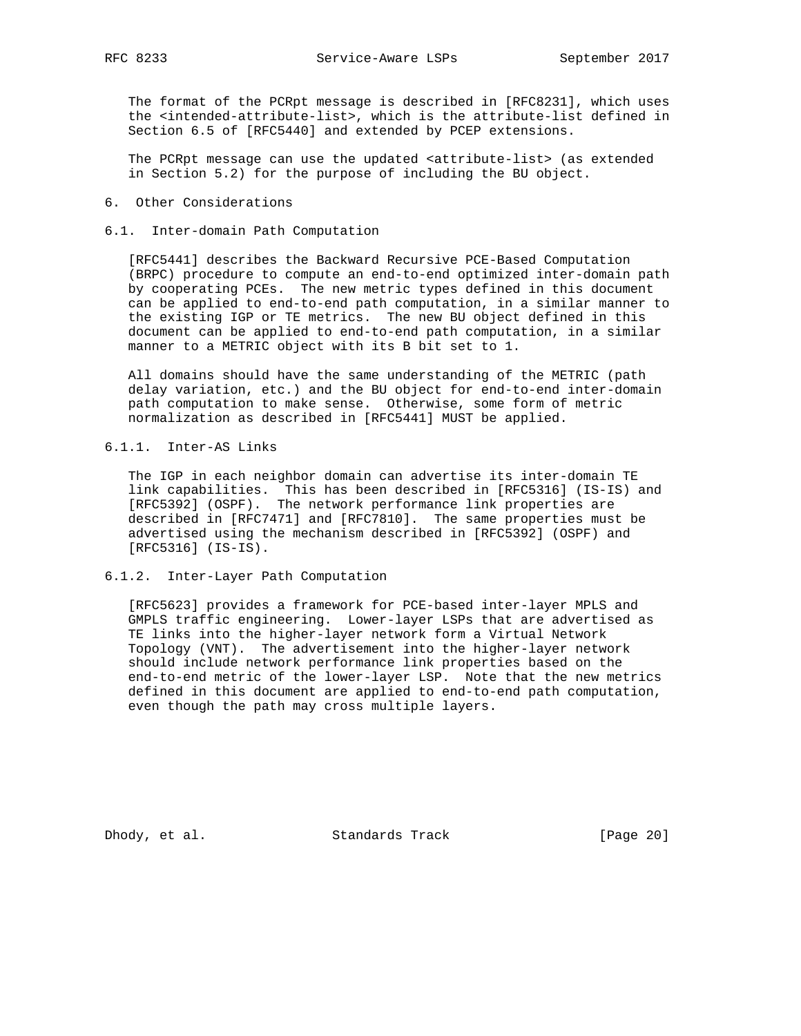The format of the PCRpt message is described in [RFC8231], which uses the <intended-attribute-list>, which is the attribute-list defined in Section 6.5 of [RFC5440] and extended by PCEP extensions.

The PCRpt message can use the updated <attribute-list> (as extended in Section 5.2) for the purpose of including the BU object.

## 6. Other Considerations

### 6.1. Inter-domain Path Computation

[RFC5441] describes the Backward Recursive PCE-Based Computation (BRPC) procedure to compute an end-to-end optimized inter-domain path by cooperating PCEs. The new metric types defined in this document can be applied to end-to-end path computation, in a similar manner to the existing IGP or TE metrics. The new BU object defined in this document can be applied to end-to-end path computation, in a similar manner to a METRIC object with its B bit set to 1.

All domains should have the same understanding of the METRIC (path delay variation, etc.) and the BU object for end-to-end inter-domain path computation to make sense. Otherwise, some form of metric normalization as described in [RFC5441] MUST be applied.

#### 6.1.1. Inter-AS Links

The IGP in each neighbor domain can advertise its inter-domain TE link capabilities. This has been described in [RFC5316] (IS-IS) and [RFC5392] (OSPF). The network performance link properties are described in [RFC7471] and [RFC7810]. The same properties must be advertised using the mechanism described in [RFC5392] (OSPF) and [RFC5316] (IS-IS).

#### 6.1.2. Inter-Layer Path Computation

[RFC5623] provides a framework for PCE-based inter-layer MPLS and GMPLS traffic engineering. Lower-layer LSPs that are advertised as TE links into the higher-layer network form a Virtual Network Topology (VNT). The advertisement into the higher-layer network should include network performance link properties based on the end-to-end metric of the lower-layer LSP. Note that the new metrics defined in this document are applied to end-to-end path computation, even though the path may cross multiple layers.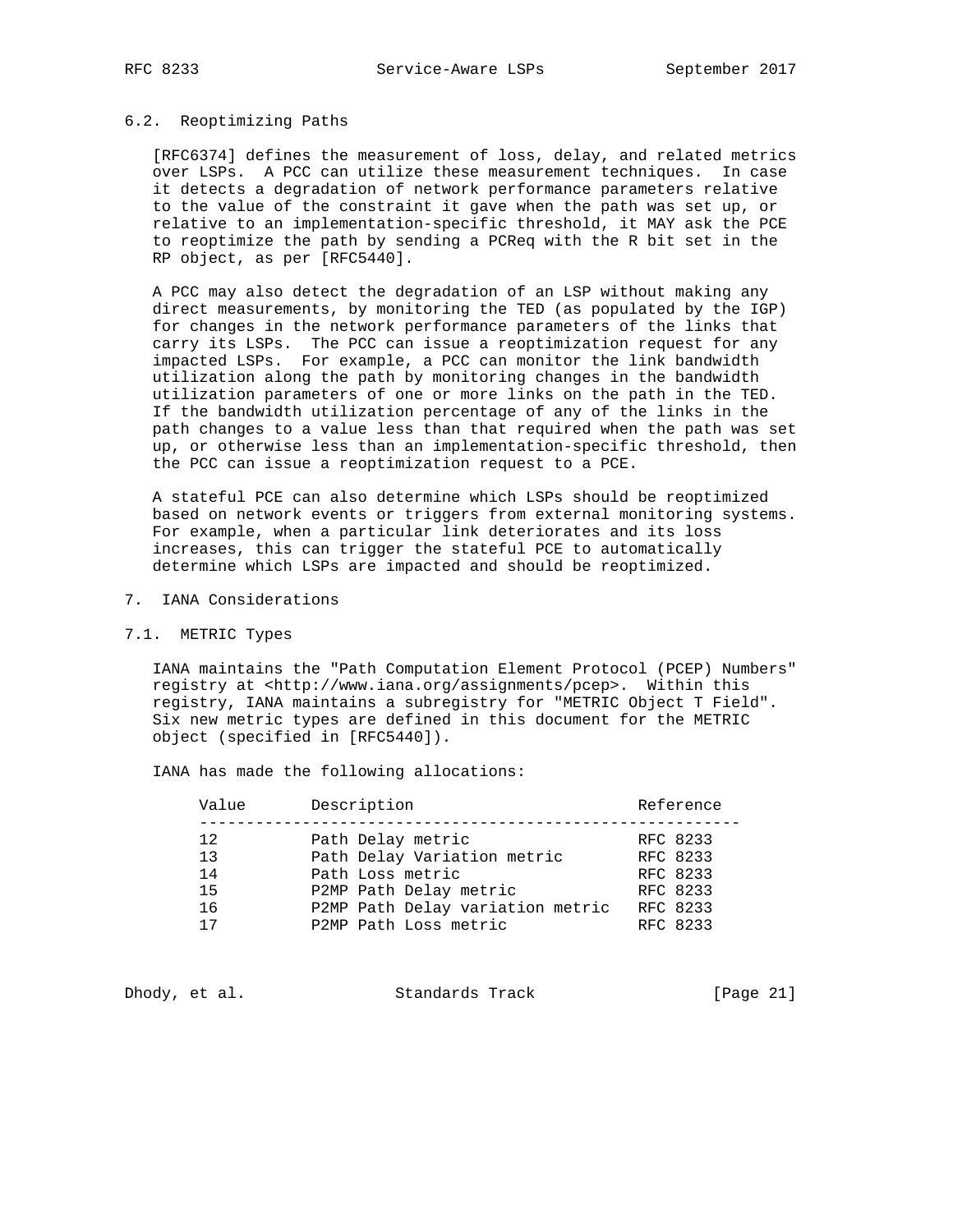### 6.2. Reoptimizing Paths

[RFC6374] defines the measurement of loss, delay, and related metrics over LSPs. A PCC can utilize these measurement techniques. In case it detects a degradation of network performance parameters relative to the value of the constraint it gave when the path was set up, or relative to an implementation-specific threshold, it MAY ask the PCE to reoptimize the path by sending a PCReq with the R bit set in the RP object, as per [RFC5440].

A PCC may also detect the degradation of an LSP without making any direct measurements, by monitoring the TED (as populated by the IGP) for changes in the network performance parameters of the links that carry its LSPs. The PCC can issue a reoptimization request for any impacted LSPs. For example, a PCC can monitor the link bandwidth utilization along the path by monitoring changes in the bandwidth utilization parameters of one or more links on the path in the TED. If the bandwidth utilization percentage of any of the links in the path changes to a value less than that required when the path was set up, or otherwise less than an implementation-specific threshold, then the PCC can issue a reoptimization request to a PCE.

A stateful PCE can also determine which LSPs should be reoptimized based on network events or triggers from external monitoring systems. For example, when a particular link deteriorates and its loss increases, this can trigger the stateful PCE to automatically determine which LSPs are impacted and should be reoptimized.

## 7. IANA Considerations

### 7.1. METRIC Types

IANA maintains the "Path Computation Element Protocol (PCEP) Numbers" registry at <http://www.iana.org/assignments/pcep>. Within this registry, IANA maintains a subregistry for "METRIC Object T Field". Six new metric types are defined in this document for the METRIC object (specified in [RFC5440]).

IANA has made the following allocations:

| Value | Description | Reference |
|---|---|---|
| 12 | Path Delay metric | RFC 8233 |
| 13 | Path Delay Variation metric | RFC 8233 |
| 14 | Path Loss metric | RFC 8233 |
| 15 | P2MP Path Delay metric | RFC 8233 |
| 16 | P2MP Path Delay variation metric | RFC 8233 |
| 17 | P2MP Path Loss metric | RFC 8233 |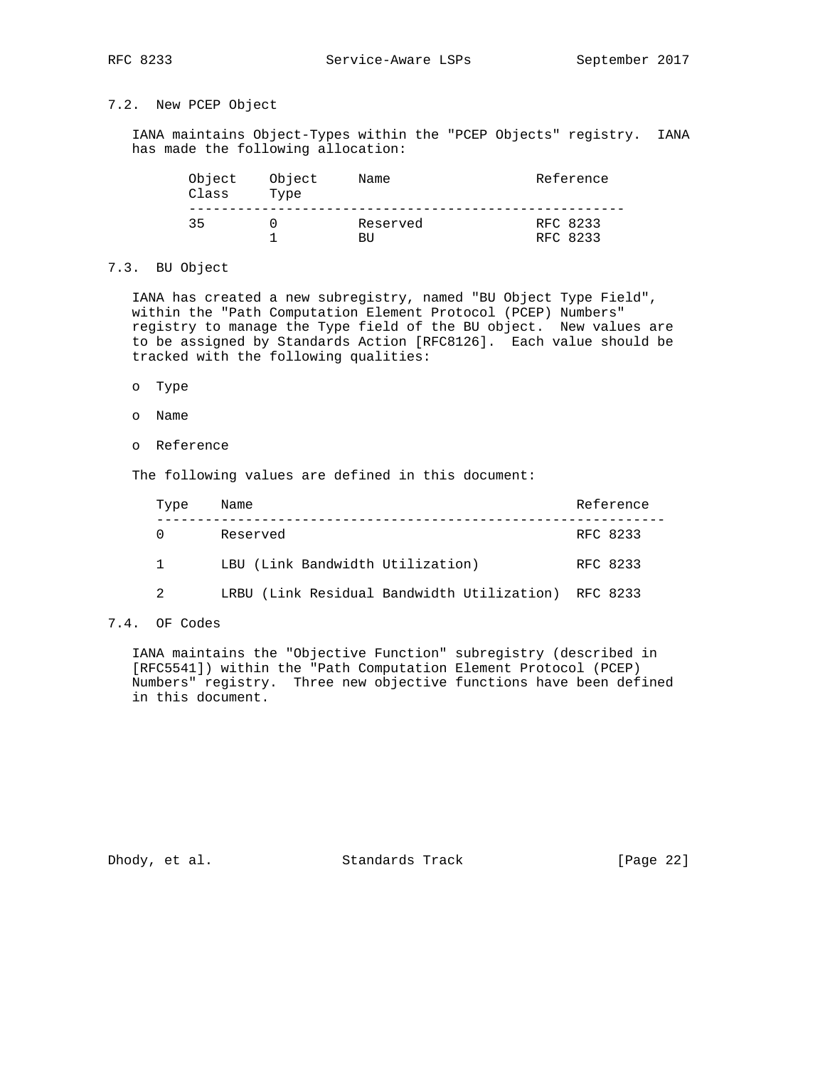### 7.2. New PCEP Object

IANA maintains Object-Types within the "PCEP Objects" registry. IANA has made the following allocation:

| Object Class | Object Type | Name | Reference |
|---|---|---|---|
| 35 | 0 | Reserved | RFC 8233 |
| | 1 | BU | RFC 8233 |

### 7.3. BU Object

IANA has created a new subregistry, named "BU Object Type Field", within the "Path Computation Element Protocol (PCEP) Numbers" registry to manage the Type field of the BU object. New values are to be assigned by Standards Action [RFC8126]. Each value should be tracked with the following qualities:

- Type
- Name
- Reference

The following values are defined in this document:

| Type | Name | Reference |
|---|---|---|
| 0 | Reserved | RFC 8233 |
| 1 | LBU (Link Bandwidth Utilization) | RFC 8233 |
| 2 | LRBU (Link Residual Bandwidth Utilization) | RFC 8233 |

### 7.4. OF Codes

IANA maintains the "Objective Function" subregistry (described in [RFC5541]) within the "Path Computation Element Protocol (PCEP) Numbers" registry. Three new objective functions have been defined in this document.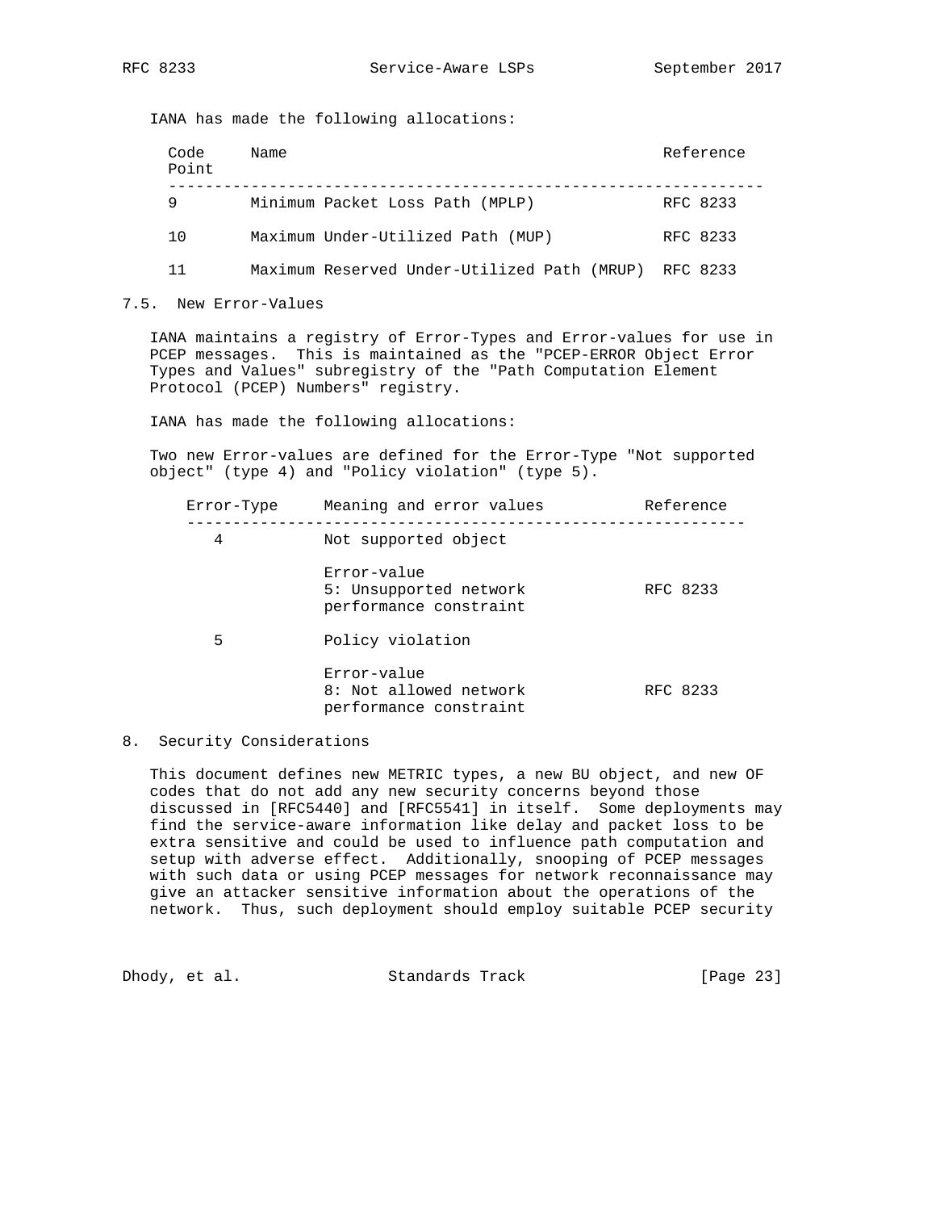IANA has made the following allocations:

| Code Point | Name | Reference |
|---|---|---|
| 9 | Minimum Packet Loss Path (MPLP) | RFC 8233 |
| 10 | Maximum Under-Utilized Path (MUP) | RFC 8233 |
| 11 | Maximum Reserved Under-Utilized Path (MRUP) | RFC 8233 |

## 7.5. New Error-Values

IANA maintains a registry of Error-Types and Error-values for use in PCEP messages. This is maintained as the "PCEP-ERROR Object Error Types and Values" subregistry of the "Path Computation Element Protocol (PCEP) Numbers" registry.

IANA has made the following allocations:

Two new Error-values are defined for the Error-Type "Not supported object" (type 4) and "Policy violation" (type 5).

| Error-Type | Meaning and error values | Reference |
|---|---|---|
| 4 | Not supported object | |
| | Error-value<br>5: Unsupported network performance constraint | RFC 8233 |
| 5 | Policy violation | |
| | Error-value<br>8: Not allowed network performance constraint | RFC 8233 |

## 8. Security Considerations

This document defines new METRIC types, a new BU object, and new OF codes that do not add any new security concerns beyond those discussed in [RFC5440] and [RFC5541] in itself. Some deployments may find the service-aware information like delay and packet loss to be extra sensitive and could be used to influence path computation and setup with adverse effect. Additionally, snooping of PCEP messages with such data or using PCEP messages for network reconnaissance may give an attacker sensitive information about the operations of the network. Thus, such deployment should employ suitable PCEP security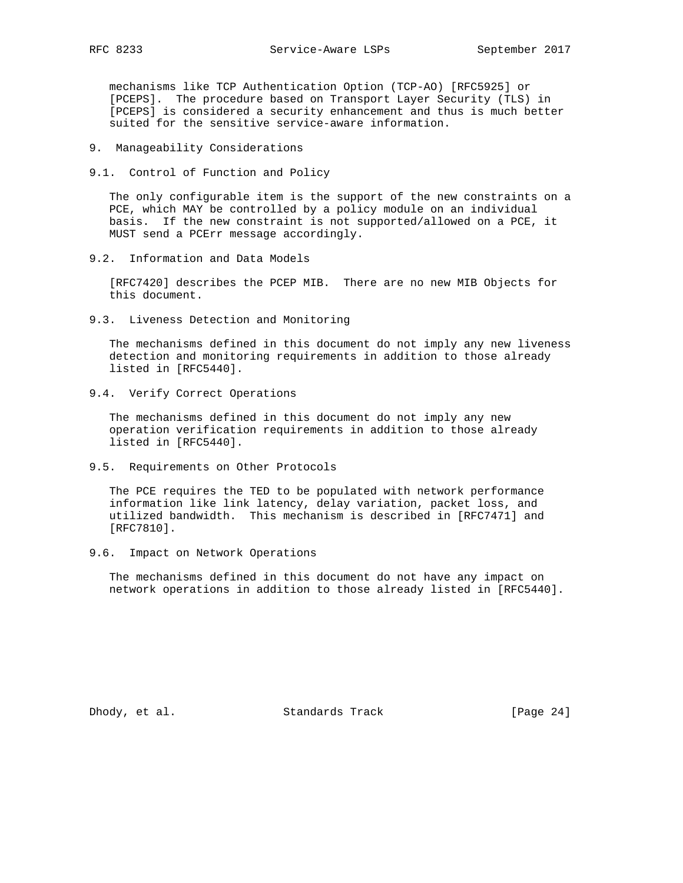mechanisms like TCP Authentication Option (TCP-AO) [RFC5925] or [PCEPS]. The procedure based on Transport Layer Security (TLS) in [PCEPS] is considered a security enhancement and thus is much better suited for the sensitive service-aware information.

## 9. Manageability Considerations

### 9.1. Control of Function and Policy

The only configurable item is the support of the new constraints on a PCE, which MAY be controlled by a policy module on an individual basis. If the new constraint is not supported/allowed on a PCE, it MUST send a PCErr message accordingly.

### 9.2. Information and Data Models

[RFC7420] describes the PCEP MIB. There are no new MIB Objects for this document.

### 9.3. Liveness Detection and Monitoring

The mechanisms defined in this document do not imply any new liveness detection and monitoring requirements in addition to those already listed in [RFC5440].

### 9.4. Verify Correct Operations

The mechanisms defined in this document do not imply any new operation verification requirements in addition to those already listed in [RFC5440].

### 9.5. Requirements on Other Protocols

The PCE requires the TED to be populated with network performance information like link latency, delay variation, packet loss, and utilized bandwidth. This mechanism is described in [RFC7471] and [RFC7810].

### 9.6. Impact on Network Operations

The mechanisms defined in this document do not have any impact on network operations in addition to those already listed in [RFC5440].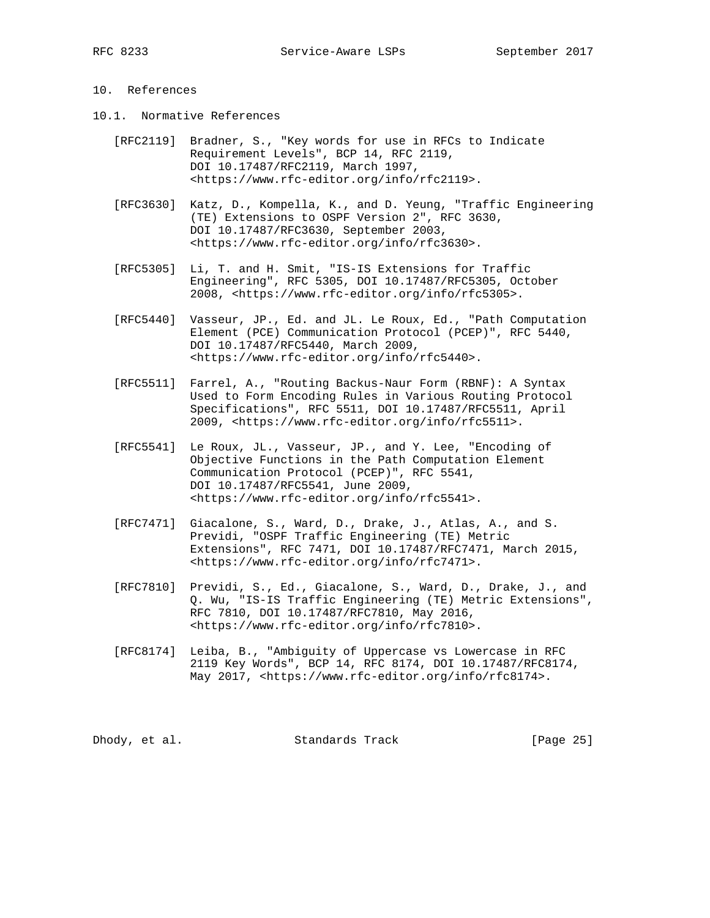## 10. References

### 10.1. Normative References

[RFC2119] Bradner, S., "Key words for use in RFCs to Indicate Requirement Levels", BCP 14, RFC 2119, DOI 10.17487/RFC2119, March 1997, <https://www.rfc-editor.org/info/rfc2119>.

[RFC3630] Katz, D., Kompella, K., and D. Yeung, "Traffic Engineering (TE) Extensions to OSPF Version 2", RFC 3630, DOI 10.17487/RFC3630, September 2003, <https://www.rfc-editor.org/info/rfc3630>.

[RFC5305] Li, T. and H. Smit, "IS-IS Extensions for Traffic Engineering", RFC 5305, DOI 10.17487/RFC5305, October 2008, <https://www.rfc-editor.org/info/rfc5305>.

[RFC5440] Vasseur, JP., Ed. and JL. Le Roux, Ed., "Path Computation Element (PCE) Communication Protocol (PCEP)", RFC 5440, DOI 10.17487/RFC5440, March 2009, <https://www.rfc-editor.org/info/rfc5440>.

[RFC5511] Farrel, A., "Routing Backus-Naur Form (RBNF): A Syntax Used to Form Encoding Rules in Various Routing Protocol Specifications", RFC 5511, DOI 10.17487/RFC5511, April 2009, <https://www.rfc-editor.org/info/rfc5511>.

[RFC5541] Le Roux, JL., Vasseur, JP., and Y. Lee, "Encoding of Objective Functions in the Path Computation Element Communication Protocol (PCEP)", RFC 5541, DOI 10.17487/RFC5541, June 2009, <https://www.rfc-editor.org/info/rfc5541>.

[RFC7471] Giacalone, S., Ward, D., Drake, J., Atlas, A., and S. Previdi, "OSPF Traffic Engineering (TE) Metric Extensions", RFC 7471, DOI 10.17487/RFC7471, March 2015, <https://www.rfc-editor.org/info/rfc7471>.

[RFC7810] Previdi, S., Ed., Giacalone, S., Ward, D., Drake, J., and Q. Wu, "IS-IS Traffic Engineering (TE) Metric Extensions", RFC 7810, DOI 10.17487/RFC7810, May 2016, <https://www.rfc-editor.org/info/rfc7810>.

[RFC8174] Leiba, B., "Ambiguity of Uppercase vs Lowercase in RFC 2119 Key Words", BCP 14, RFC 8174, DOI 10.17487/RFC8174, May 2017, <https://www.rfc-editor.org/info/rfc8174>.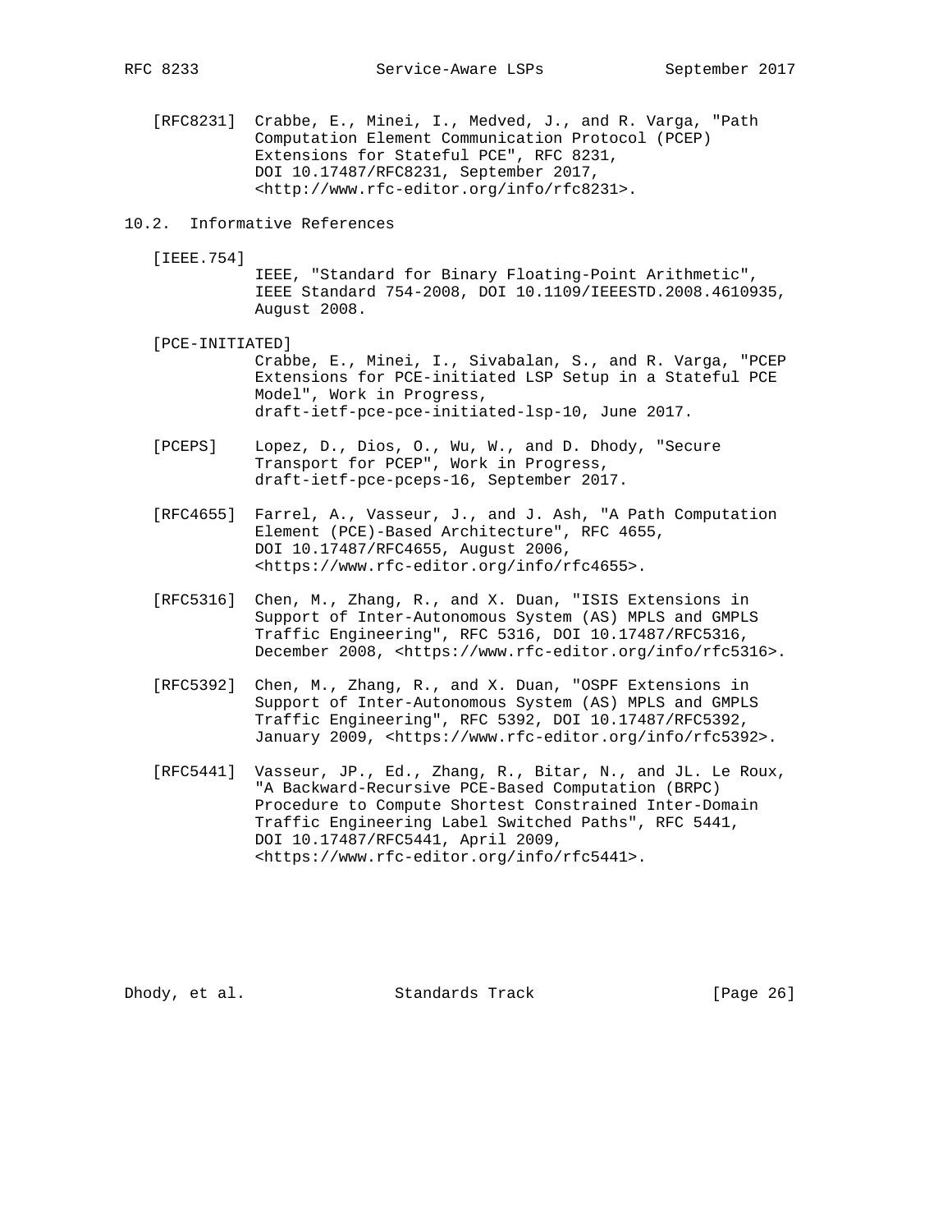[RFC8231] Crabbe, E., Minei, I., Medved, J., and R. Varga, "Path Computation Element Communication Protocol (PCEP) Extensions for Stateful PCE", RFC 8231, DOI 10.17487/RFC8231, September 2017, <http://www.rfc-editor.org/info/rfc8231>.

## 10.2. Informative References

[IEEE.754] IEEE, "Standard for Binary Floating-Point Arithmetic", IEEE Standard 754-2008, DOI 10.1109/IEEESTD.2008.4610935, August 2008.

[PCE-INITIATED] Crabbe, E., Minei, I., Sivabalan, S., and R. Varga, "PCEP Extensions for PCE-initiated LSP Setup in a Stateful PCE Model", Work in Progress, draft-ietf-pce-pce-initiated-lsp-10, June 2017.

[PCEPS] Lopez, D., Dios, O., Wu, W., and D. Dhody, "Secure Transport for PCEP", Work in Progress, draft-ietf-pce-pceps-16, September 2017.

[RFC4655] Farrel, A., Vasseur, J., and J. Ash, "A Path Computation Element (PCE)-Based Architecture", RFC 4655, DOI 10.17487/RFC4655, August 2006, <https://www.rfc-editor.org/info/rfc4655>.

[RFC5316] Chen, M., Zhang, R., and X. Duan, "ISIS Extensions in Support of Inter-Autonomous System (AS) MPLS and GMPLS Traffic Engineering", RFC 5316, DOI 10.17487/RFC5316, December 2008, <https://www.rfc-editor.org/info/rfc5316>.

[RFC5392] Chen, M., Zhang, R., and X. Duan, "OSPF Extensions in Support of Inter-Autonomous System (AS) MPLS and GMPLS Traffic Engineering", RFC 5392, DOI 10.17487/RFC5392, January 2009, <https://www.rfc-editor.org/info/rfc5392>.

[RFC5441] Vasseur, JP., Ed., Zhang, R., Bitar, N., and JL. Le Roux, "A Backward-Recursive PCE-Based Computation (BRPC) Procedure to Compute Shortest Constrained Inter-Domain Traffic Engineering Label Switched Paths", RFC 5441, DOI 10.17487/RFC5441, April 2009, <https://www.rfc-editor.org/info/rfc5441>.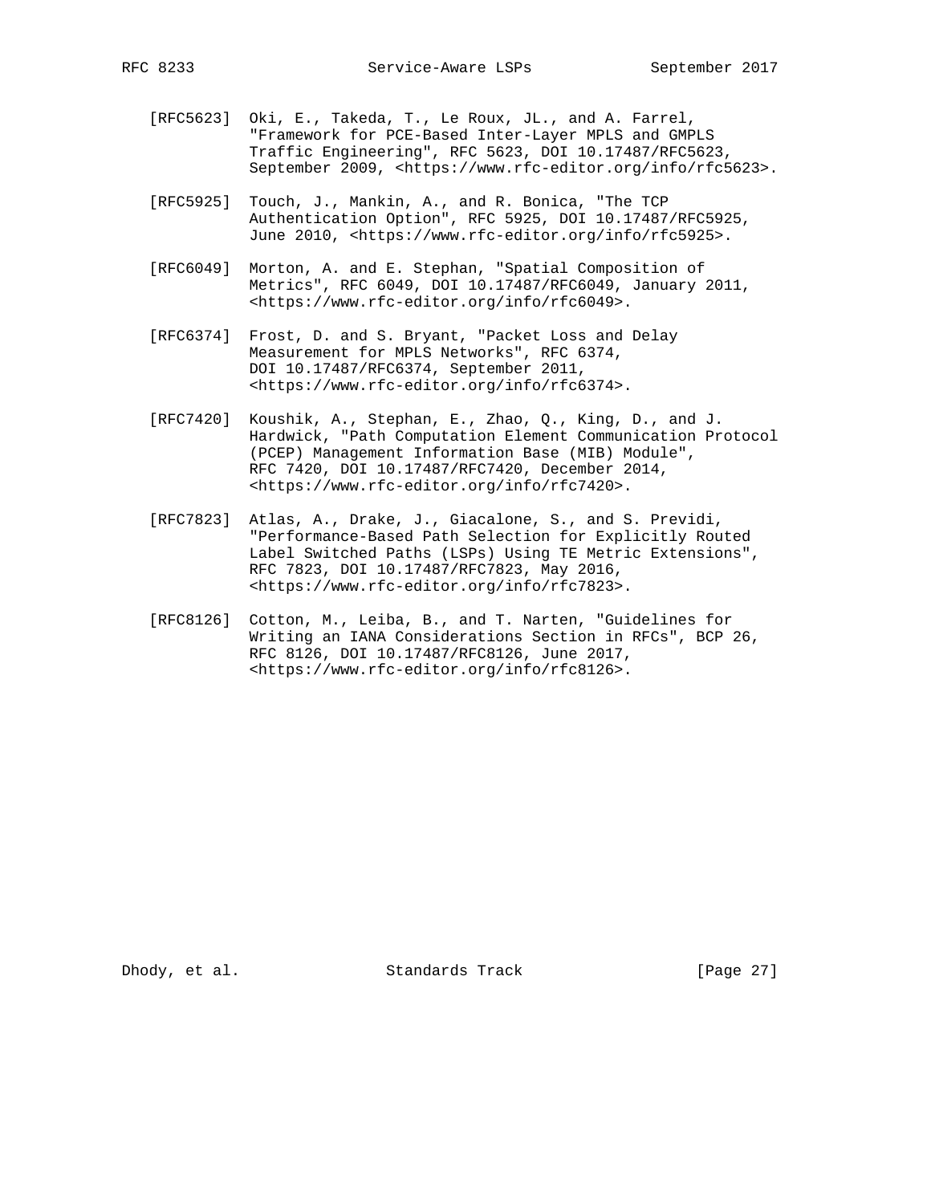[RFC5623] Oki, E., Takeda, T., Le Roux, JL., and A. Farrel, "Framework for PCE-Based Inter-Layer MPLS and GMPLS Traffic Engineering", RFC 5623, DOI 10.17487/RFC5623, September 2009, <https://www.rfc-editor.org/info/rfc5623>.

[RFC5925] Touch, J., Mankin, A., and R. Bonica, "The TCP Authentication Option", RFC 5925, DOI 10.17487/RFC5925, June 2010, <https://www.rfc-editor.org/info/rfc5925>.

[RFC6049] Morton, A. and E. Stephan, "Spatial Composition of Metrics", RFC 6049, DOI 10.17487/RFC6049, January 2011, <https://www.rfc-editor.org/info/rfc6049>.

[RFC6374] Frost, D. and S. Bryant, "Packet Loss and Delay Measurement for MPLS Networks", RFC 6374, DOI 10.17487/RFC6374, September 2011, <https://www.rfc-editor.org/info/rfc6374>.

[RFC7420] Koushik, A., Stephan, E., Zhao, Q., King, D., and J. Hardwick, "Path Computation Element Communication Protocol (PCEP) Management Information Base (MIB) Module", RFC 7420, DOI 10.17487/RFC7420, December 2014, <https://www.rfc-editor.org/info/rfc7420>.

[RFC7823] Atlas, A., Drake, J., Giacalone, S., and S. Previdi, "Performance-Based Path Selection for Explicitly Routed Label Switched Paths (LSPs) Using TE Metric Extensions", RFC 7823, DOI 10.17487/RFC7823, May 2016, <https://www.rfc-editor.org/info/rfc7823>.

[RFC8126] Cotton, M., Leiba, B., and T. Narten, "Guidelines for Writing an IANA Considerations Section in RFCs", BCP 26, RFC 8126, DOI 10.17487/RFC8126, June 2017, <https://www.rfc-editor.org/info/rfc8126>.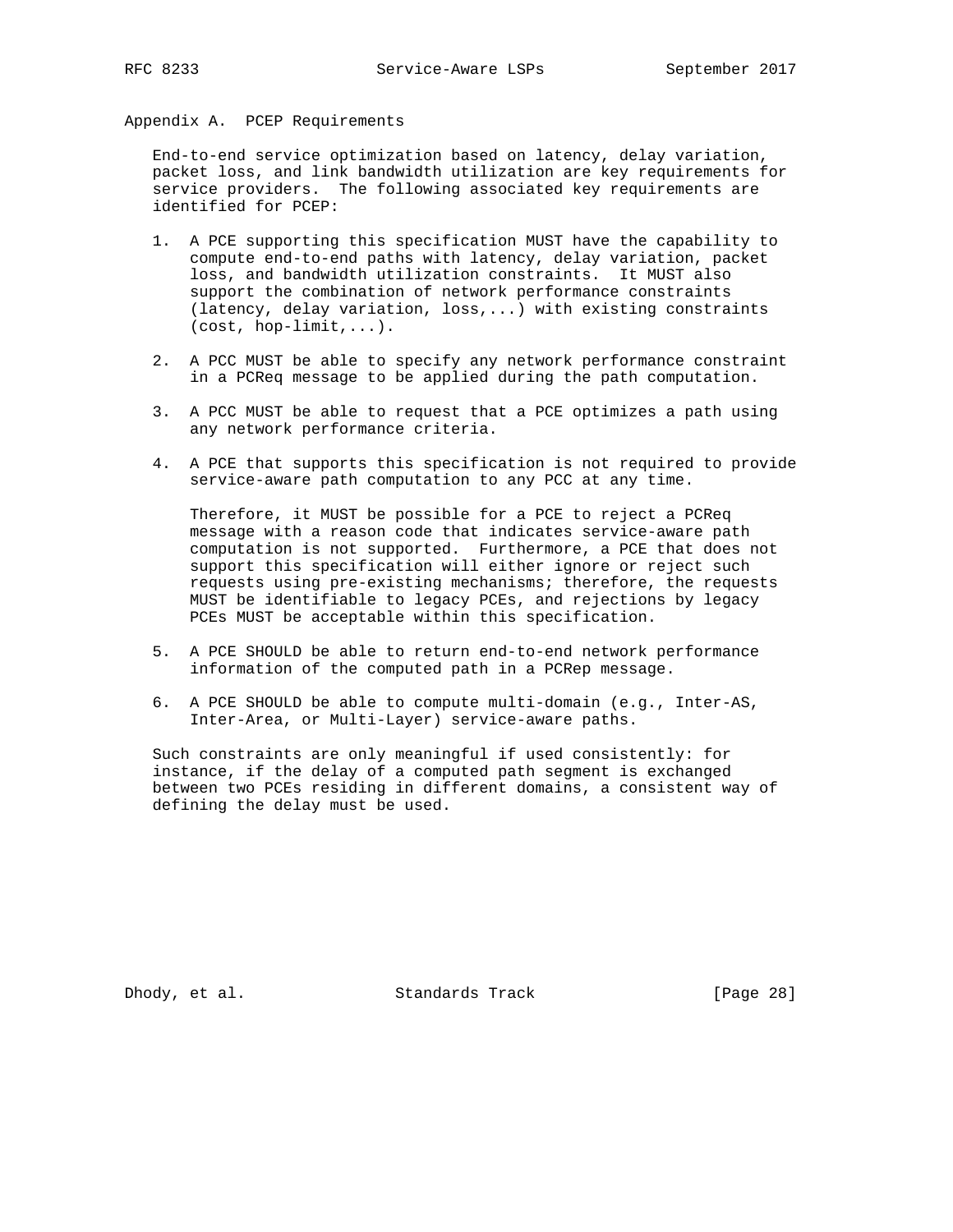## Appendix A. PCEP Requirements

End-to-end service optimization based on latency, delay variation, packet loss, and link bandwidth utilization are key requirements for service providers. The following associated key requirements are identified for PCEP:

1. A PCE supporting this specification MUST have the capability to compute end-to-end paths with latency, delay variation, packet loss, and bandwidth utilization constraints. It MUST also support the combination of network performance constraints (latency, delay variation, loss,...) with existing constraints (cost, hop-limit,...).

2. A PCC MUST be able to specify any network performance constraint in a PCReq message to be applied during the path computation.

3. A PCC MUST be able to request that a PCE optimizes a path using any network performance criteria.

4. A PCE that supports this specification is not required to provide service-aware path computation to any PCC at any time.

   Therefore, it MUST be possible for a PCE to reject a PCReq message with a reason code that indicates service-aware path computation is not supported. Furthermore, a PCE that does not support this specification will either ignore or reject such requests using pre-existing mechanisms; therefore, the requests MUST be identifiable to legacy PCEs, and rejections by legacy PCEs MUST be acceptable within this specification.

5. A PCE SHOULD be able to return end-to-end network performance information of the computed path in a PCRep message.

6. A PCE SHOULD be able to compute multi-domain (e.g., Inter-AS, Inter-Area, or Multi-Layer) service-aware paths.

Such constraints are only meaningful if used consistently: for instance, if the delay of a computed path segment is exchanged between two PCEs residing in different domains, a consistent way of defining the delay must be used.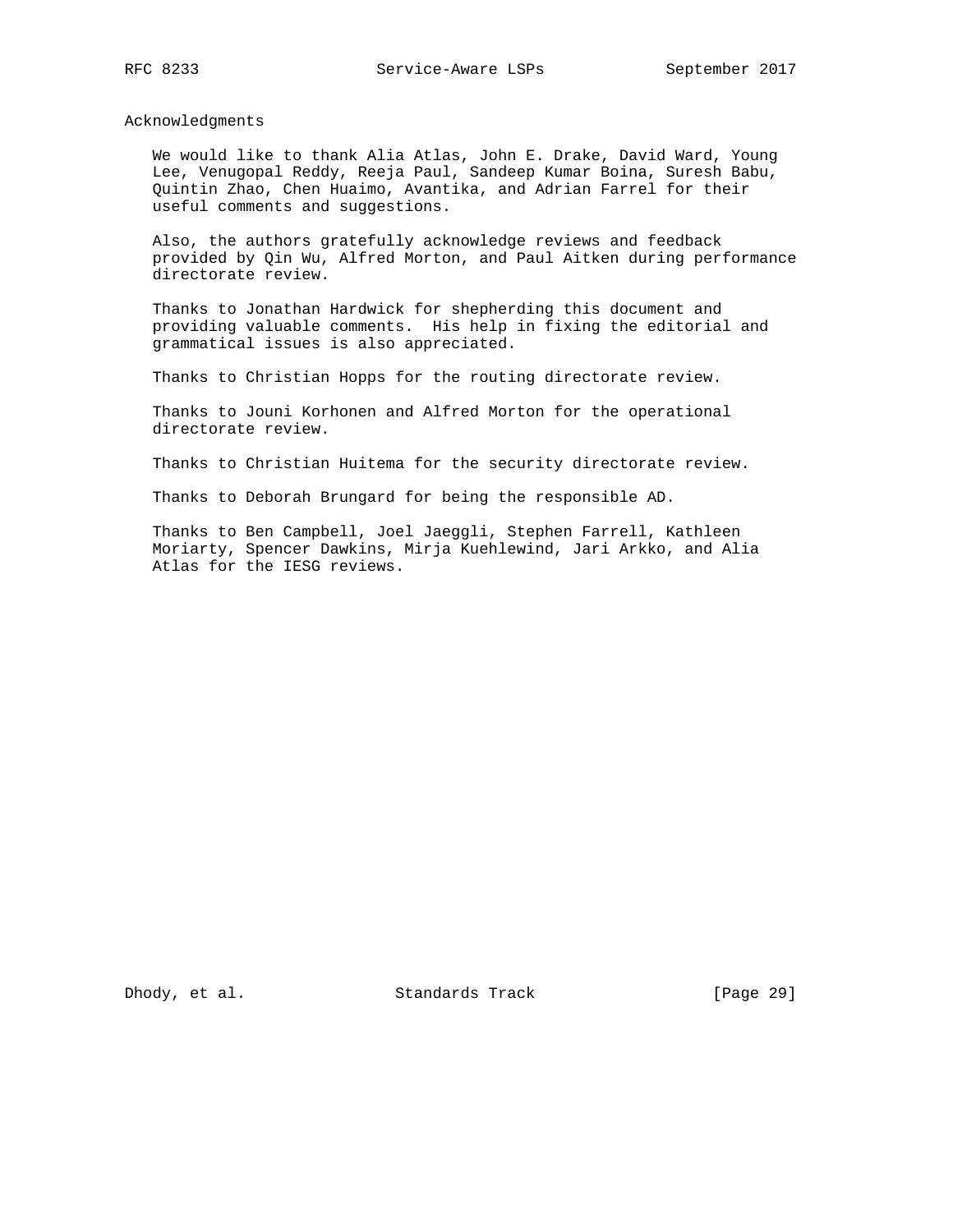## Acknowledgments

We would like to thank Alia Atlas, John E. Drake, David Ward, Young Lee, Venugopal Reddy, Reeja Paul, Sandeep Kumar Boina, Suresh Babu, Quintin Zhao, Chen Huaimo, Avantika, and Adrian Farrel for their useful comments and suggestions.

Also, the authors gratefully acknowledge reviews and feedback provided by Qin Wu, Alfred Morton, and Paul Aitken during performance directorate review.

Thanks to Jonathan Hardwick for shepherding this document and providing valuable comments. His help in fixing the editorial and grammatical issues is also appreciated.

Thanks to Christian Hopps for the routing directorate review.

Thanks to Jouni Korhonen and Alfred Morton for the operational directorate review.

Thanks to Christian Huitema for the security directorate review.

Thanks to Deborah Brungard for being the responsible AD.

Thanks to Ben Campbell, Joel Jaeggli, Stephen Farrell, Kathleen Moriarty, Spencer Dawkins, Mirja Kuehlewind, Jari Arkko, and Alia Atlas for the IESG reviews.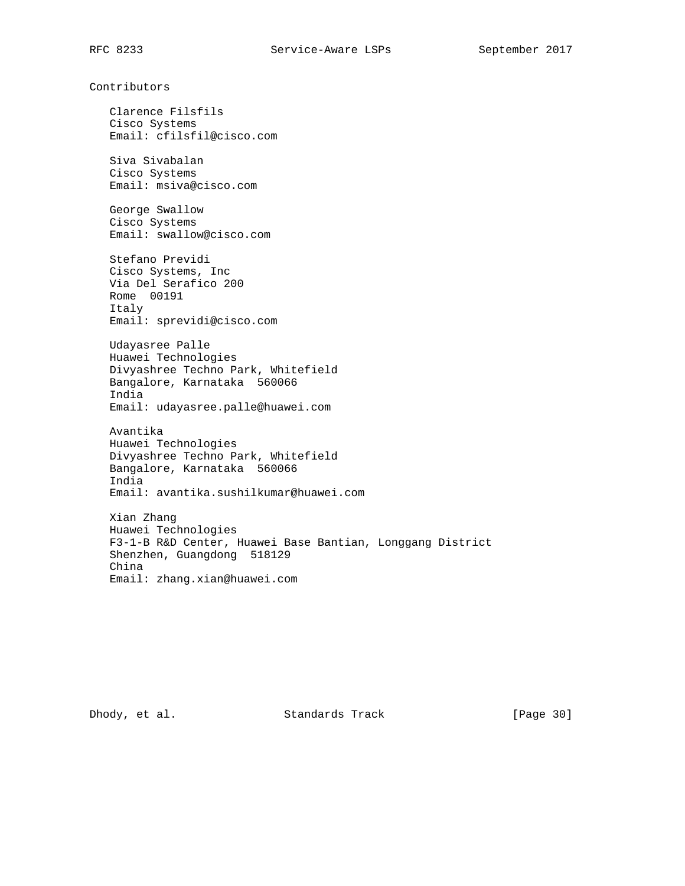## Contributors

Clarence Filsfils
Cisco Systems
Email: cfilsfil@cisco.com

Siva Sivabalan
Cisco Systems
Email: msiva@cisco.com

George Swallow
Cisco Systems
Email: swallow@cisco.com

Stefano Previdi
Cisco Systems, Inc
Via Del Serafico 200
Rome  00191
Italy
Email: sprevidi@cisco.com

Udayasree Palle
Huawei Technologies
Divyashree Techno Park, Whitefield
Bangalore, Karnataka  560066
India
Email: udayasree.palle@huawei.com

Avantika
Huawei Technologies
Divyashree Techno Park, Whitefield
Bangalore, Karnataka  560066
India
Email: avantika.sushilkumar@huawei.com

Xian Zhang
Huawei Technologies
F3-1-B R&D Center, Huawei Base Bantian, Longgang District
Shenzhen, Guangdong  518129
China
Email: zhang.xian@huawei.com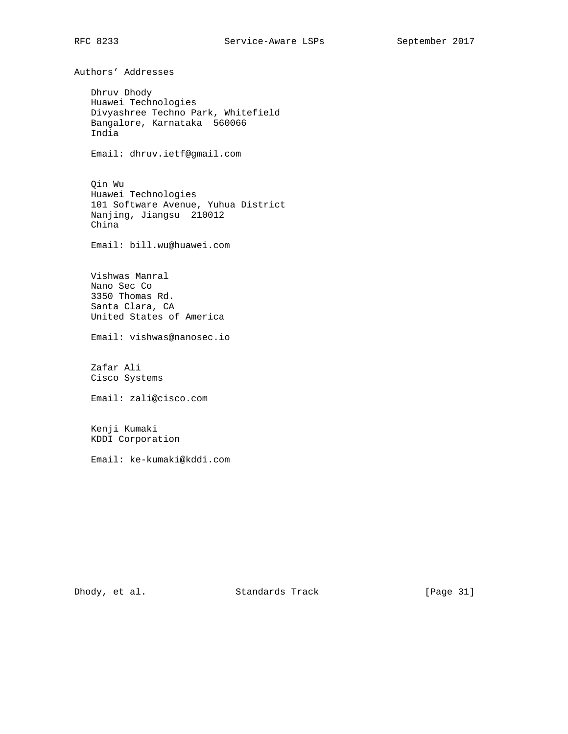## Authors' Addresses

Dhruv Dhody
Huawei Technologies
Divyashree Techno Park, Whitefield
Bangalore, Karnataka  560066
India

Email: dhruv.ietf@gmail.com

Qin Wu
Huawei Technologies
101 Software Avenue, Yuhua District
Nanjing, Jiangsu  210012
China

Email: bill.wu@huawei.com

Vishwas Manral
Nano Sec Co
3350 Thomas Rd.
Santa Clara, CA
United States of America

Email: vishwas@nanosec.io

Zafar Ali
Cisco Systems

Email: zali@cisco.com

Kenji Kumaki
KDDI Corporation

Email: ke-kumaki@kddi.com